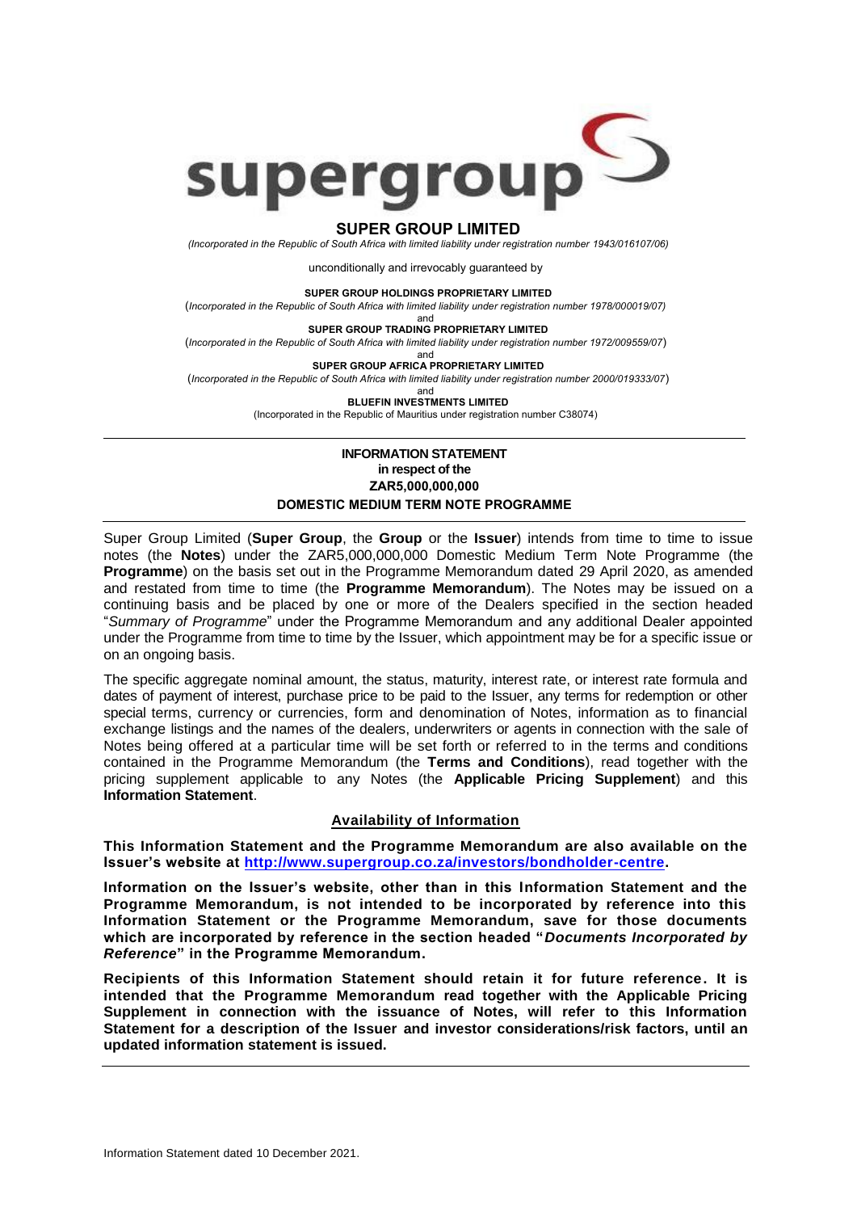# SUPER GROUP LIMITED

*(Incorporated in the Republic of South Africa with limited liability under registration number 1943/016107/06)*

unconditionally and irrevocably guaranteed by

**SUPER GROUP HOLDINGS PROPRIETARY LIMITED**

(*Incorporated in the Republic of South Africa with limited liability under registration number 1978/000019/07)*

and

**SUPER GROUP TRADING PROPRIETARY LIMITED**

(*Incorporated in the Republic of South Africa with limited liability under registration number 1972/009559/07*)

and

**SUPER GROUP AFRICA PROPRIETARY LIMITED**

(*Incorporated in the Republic of South Africa with limited liability under registration number 2000/019333/07*)

and

**BLUEFIN INVESTMENTS LIMITED**

(Incorporated in the Republic of Mauritius under registration number C38074)

---

**INFORMATION STATEMENT**
**in respect of the**
**ZAR5,000,000,000**
**DOMESTIC MEDIUM TERM NOTE PROGRAMME**

---

Super Group Limited (**Super Group**, the **Group** or the **Issuer**) intends from time to time to issue notes (the **Notes**) under the ZAR5,000,000,000 Domestic Medium Term Note Programme (the **Programme**) on the basis set out in the Programme Memorandum dated 29 April 2020, as amended and restated from time to time (the **Programme Memorandum**). The Notes may be issued on a continuing basis and be placed by one or more of the Dealers specified in the section headed "*Summary of Programme*" under the Programme Memorandum and any additional Dealer appointed under the Programme from time to time by the Issuer, which appointment may be for a specific issue or on an ongoing basis.

The specific aggregate nominal amount, the status, maturity, interest rate, or interest rate formula and dates of payment of interest, purchase price to be paid to the Issuer, any terms for redemption or other special terms, currency or currencies, form and denomination of Notes, information as to financial exchange listings and the names of the dealers, underwriters or agents in connection with the sale of Notes being offered at a particular time will be set forth or referred to in the terms and conditions contained in the Programme Memorandum (the **Terms and Conditions**), read together with the pricing supplement applicable to any Notes (the **Applicable Pricing Supplement**) and this **Information Statement**.

## Availability of Information

**This Information Statement and the Programme Memorandum are also available on the Issuer's website at http://www.supergroup.co.za/investors/bondholder-centre.**

**Information on the Issuer's website, other than in this Information Statement and the Programme Memorandum, is not intended to be incorporated by reference into this Information Statement or the Programme Memorandum, save for those documents which are incorporated by reference in the section headed "*Documents Incorporated by Reference*" in the Programme Memorandum.**

**Recipients of this Information Statement should retain it for future reference. It is intended that the Programme Memorandum read together with the Applicable Pricing Supplement in connection with the issuance of Notes, will refer to this Information Statement for a description of the Issuer and investor considerations/risk factors, until an updated information statement is issued.**

---

Information Statement dated 10 December 2021.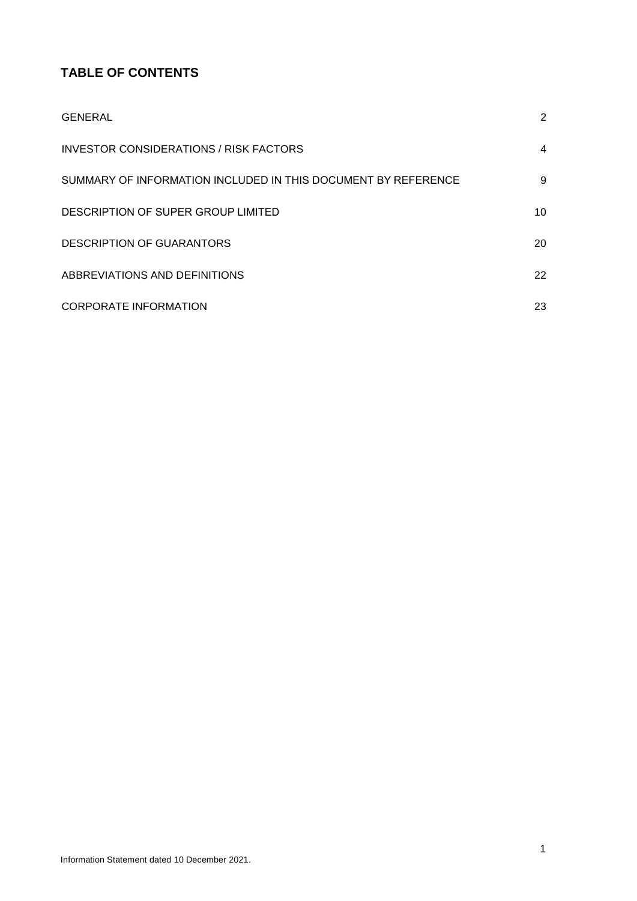## TABLE OF CONTENTS

| | |
|---|---|
| GENERAL | 2 |
| INVESTOR CONSIDERATIONS / RISK FACTORS | 4 |
| SUMMARY OF INFORMATION INCLUDED IN THIS DOCUMENT BY REFERENCE | 9 |
| DESCRIPTION OF SUPER GROUP LIMITED | 10 |
| DESCRIPTION OF GUARANTORS | 20 |
| ABBREVIATIONS AND DEFINITIONS | 22 |
| CORPORATE INFORMATION | 23 |

Information Statement dated 10 December 2021.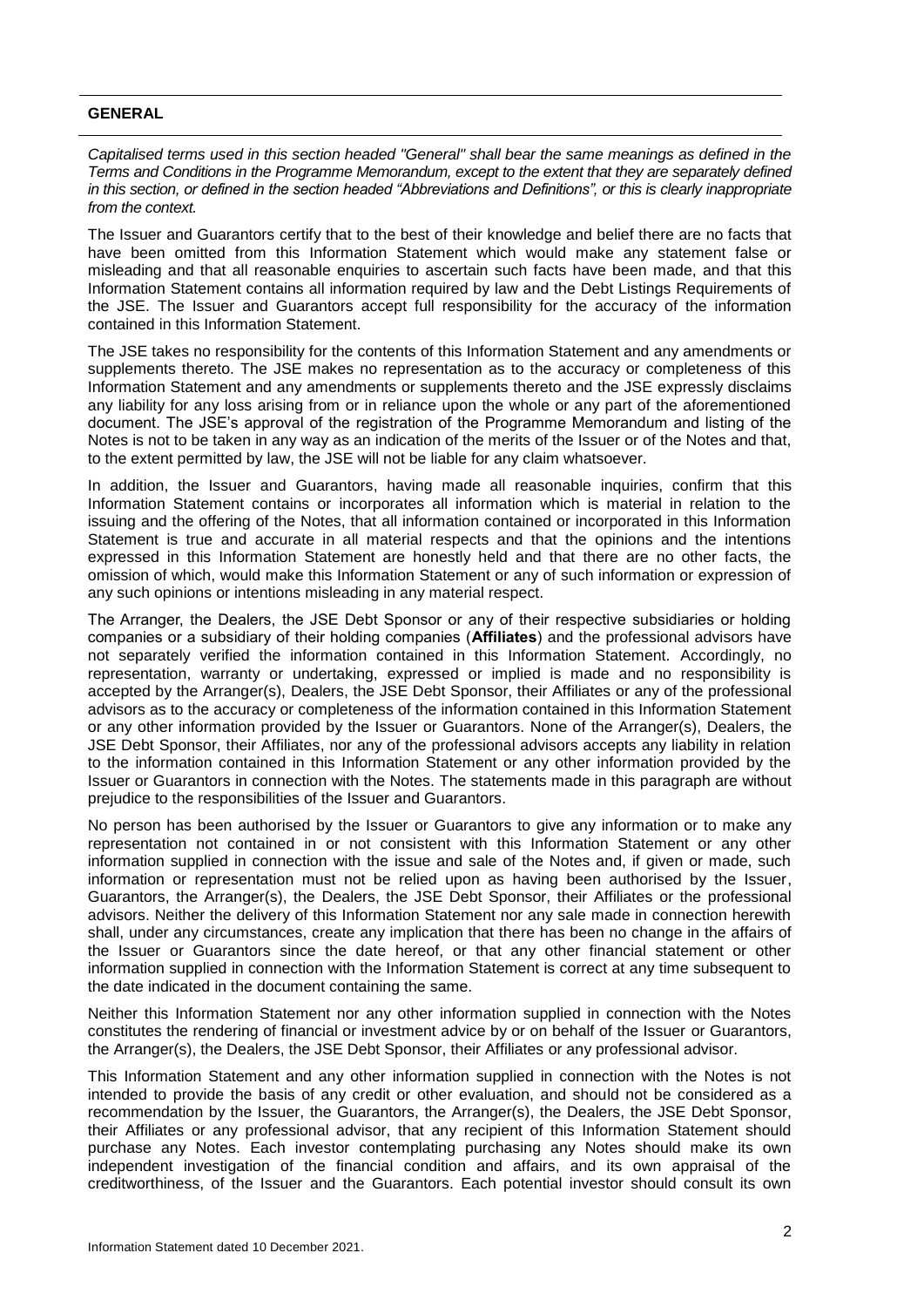## GENERAL

*Capitalised terms used in this section headed "General" shall bear the same meanings as defined in the Terms and Conditions in the Programme Memorandum, except to the extent that they are separately defined in this section, or defined in the section headed "Abbreviations and Definitions", or this is clearly inappropriate from the context.*

The Issuer and Guarantors certify that to the best of their knowledge and belief there are no facts that have been omitted from this Information Statement which would make any statement false or misleading and that all reasonable enquiries to ascertain such facts have been made, and that this Information Statement contains all information required by law and the Debt Listings Requirements of the JSE. The Issuer and Guarantors accept full responsibility for the accuracy of the information contained in this Information Statement.

The JSE takes no responsibility for the contents of this Information Statement and any amendments or supplements thereto. The JSE makes no representation as to the accuracy or completeness of this Information Statement and any amendments or supplements thereto and the JSE expressly disclaims any liability for any loss arising from or in reliance upon the whole or any part of the aforementioned document. The JSE's approval of the registration of the Programme Memorandum and listing of the Notes is not to be taken in any way as an indication of the merits of the Issuer or of the Notes and that, to the extent permitted by law, the JSE will not be liable for any claim whatsoever.

In addition, the Issuer and Guarantors, having made all reasonable inquiries, confirm that this Information Statement contains or incorporates all information which is material in relation to the issuing and the offering of the Notes, that all information contained or incorporated in this Information Statement is true and accurate in all material respects and that the opinions and the intentions expressed in this Information Statement are honestly held and that there are no other facts, the omission of which, would make this Information Statement or any of such information or expression of any such opinions or intentions misleading in any material respect.

The Arranger, the Dealers, the JSE Debt Sponsor or any of their respective subsidiaries or holding companies or a subsidiary of their holding companies (**Affiliates**) and the professional advisors have not separately verified the information contained in this Information Statement. Accordingly, no representation, warranty or undertaking, expressed or implied is made and no responsibility is accepted by the Arranger(s), Dealers, the JSE Debt Sponsor, their Affiliates or any of the professional advisors as to the accuracy or completeness of the information contained in this Information Statement or any other information provided by the Issuer or Guarantors. None of the Arranger(s), Dealers, the JSE Debt Sponsor, their Affiliates, nor any of the professional advisors accepts any liability in relation to the information contained in this Information Statement or any other information provided by the Issuer or Guarantors in connection with the Notes. The statements made in this paragraph are without prejudice to the responsibilities of the Issuer and Guarantors.

No person has been authorised by the Issuer or Guarantors to give any information or to make any representation not contained in or not consistent with this Information Statement or any other information supplied in connection with the issue and sale of the Notes and, if given or made, such information or representation must not be relied upon as having been authorised by the Issuer, Guarantors, the Arranger(s), the Dealers, the JSE Debt Sponsor, their Affiliates or the professional advisors. Neither the delivery of this Information Statement nor any sale made in connection herewith shall, under any circumstances, create any implication that there has been no change in the affairs of the Issuer or Guarantors since the date hereof, or that any other financial statement or other information supplied in connection with the Information Statement is correct at any time subsequent to the date indicated in the document containing the same.

Neither this Information Statement nor any other information supplied in connection with the Notes constitutes the rendering of financial or investment advice by or on behalf of the Issuer or Guarantors, the Arranger(s), the Dealers, the JSE Debt Sponsor, their Affiliates or any professional advisor.

This Information Statement and any other information supplied in connection with the Notes is not intended to provide the basis of any credit or other evaluation, and should not be considered as a recommendation by the Issuer, the Guarantors, the Arranger(s), the Dealers, the JSE Debt Sponsor, their Affiliates or any professional advisor, that any recipient of this Information Statement should purchase any Notes. Each investor contemplating purchasing any Notes should make its own independent investigation of the financial condition and affairs, and its own appraisal of the creditworthiness, of the Issuer and the Guarantors. Each potential investor should consult its own

Information Statement dated 10 December 2021.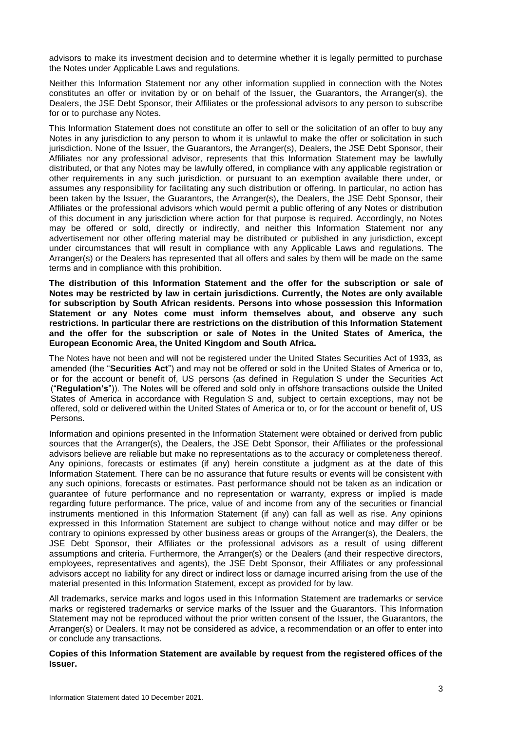advisors to make its investment decision and to determine whether it is legally permitted to purchase the Notes under Applicable Laws and regulations.

Neither this Information Statement nor any other information supplied in connection with the Notes constitutes an offer or invitation by or on behalf of the Issuer, the Guarantors, the Arranger(s), the Dealers, the JSE Debt Sponsor, their Affiliates or the professional advisors to any person to subscribe for or to purchase any Notes.

This Information Statement does not constitute an offer to sell or the solicitation of an offer to buy any Notes in any jurisdiction to any person to whom it is unlawful to make the offer or solicitation in such jurisdiction. None of the Issuer, the Guarantors, the Arranger(s), Dealers, the JSE Debt Sponsor, their Affiliates nor any professional advisor, represents that this Information Statement may be lawfully distributed, or that any Notes may be lawfully offered, in compliance with any applicable registration or other requirements in any such jurisdiction, or pursuant to an exemption available there under, or assumes any responsibility for facilitating any such distribution or offering. In particular, no action has been taken by the Issuer, the Guarantors, the Arranger(s), the Dealers, the JSE Debt Sponsor, their Affiliates or the professional advisors which would permit a public offering of any Notes or distribution of this document in any jurisdiction where action for that purpose is required. Accordingly, no Notes may be offered or sold, directly or indirectly, and neither this Information Statement nor any advertisement nor other offering material may be distributed or published in any jurisdiction, except under circumstances that will result in compliance with any Applicable Laws and regulations. The Arranger(s) or the Dealers has represented that all offers and sales by them will be made on the same terms and in compliance with this prohibition.

**The distribution of this Information Statement and the offer for the subscription or sale of Notes may be restricted by law in certain jurisdictions. Currently, the Notes are only available for subscription by South African residents. Persons into whose possession this Information Statement or any Notes come must inform themselves about, and observe any such restrictions. In particular there are restrictions on the distribution of this Information Statement and the offer for the subscription or sale of Notes in the United States of America, the European Economic Area, the United Kingdom and South Africa.**

The Notes have not been and will not be registered under the United States Securities Act of 1933, as amended (the "**Securities Act**") and may not be offered or sold in the United States of America or to, or for the account or benefit of, US persons (as defined in Regulation S under the Securities Act ("**Regulation's**")). The Notes will be offered and sold only in offshore transactions outside the United States of America in accordance with Regulation S and, subject to certain exceptions, may not be offered, sold or delivered within the United States of America or to, or for the account or benefit of, US Persons.

Information and opinions presented in the Information Statement were obtained or derived from public sources that the Arranger(s), the Dealers, the JSE Debt Sponsor, their Affiliates or the professional advisors believe are reliable but make no representations as to the accuracy or completeness thereof. Any opinions, forecasts or estimates (if any) herein constitute a judgment as at the date of this Information Statement. There can be no assurance that future results or events will be consistent with any such opinions, forecasts or estimates. Past performance should not be taken as an indication or guarantee of future performance and no representation or warranty, express or implied is made regarding future performance. The price, value of and income from any of the securities or financial instruments mentioned in this Information Statement (if any) can fall as well as rise. Any opinions expressed in this Information Statement are subject to change without notice and may differ or be contrary to opinions expressed by other business areas or groups of the Arranger(s), the Dealers, the JSE Debt Sponsor, their Affiliates or the professional advisors as a result of using different assumptions and criteria. Furthermore, the Arranger(s) or the Dealers (and their respective directors, employees, representatives and agents), the JSE Debt Sponsor, their Affiliates or any professional advisors accept no liability for any direct or indirect loss or damage incurred arising from the use of the material presented in this Information Statement, except as provided for by law.

All trademarks, service marks and logos used in this Information Statement are trademarks or service marks or registered trademarks or service marks of the Issuer and the Guarantors. This Information Statement may not be reproduced without the prior written consent of the Issuer, the Guarantors, the Arranger(s) or Dealers. It may not be considered as advice, a recommendation or an offer to enter into or conclude any transactions.

**Copies of this Information Statement are available by request from the registered offices of the Issuer.**

Information Statement dated 10 December 2021.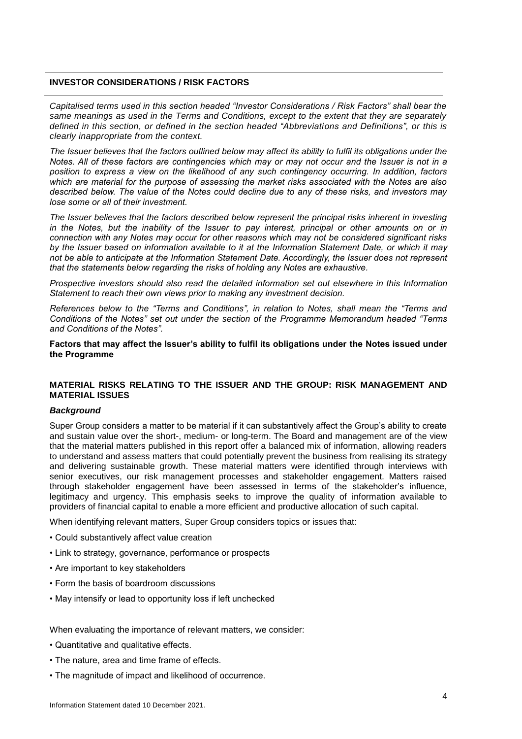## INVESTOR CONSIDERATIONS / RISK FACTORS

*Capitalised terms used in this section headed "Investor Considerations / Risk Factors" shall bear the same meanings as used in the Terms and Conditions, except to the extent that they are separately defined in this section, or defined in the section headed "Abbreviations and Definitions", or this is clearly inappropriate from the context.*

*The Issuer believes that the factors outlined below may affect its ability to fulfil its obligations under the Notes. All of these factors are contingencies which may or may not occur and the Issuer is not in a position to express a view on the likelihood of any such contingency occurring. In addition, factors which are material for the purpose of assessing the market risks associated with the Notes are also described below. The value of the Notes could decline due to any of these risks, and investors may lose some or all of their investment.*

*The Issuer believes that the factors described below represent the principal risks inherent in investing in the Notes, but the inability of the Issuer to pay interest, principal or other amounts on or in connection with any Notes may occur for other reasons which may not be considered significant risks by the Issuer based on information available to it at the Information Statement Date, or which it may not be able to anticipate at the Information Statement Date. Accordingly, the Issuer does not represent that the statements below regarding the risks of holding any Notes are exhaustive.*

*Prospective investors should also read the detailed information set out elsewhere in this Information Statement to reach their own views prior to making any investment decision.*

*References below to the "Terms and Conditions", in relation to Notes, shall mean the "Terms and Conditions of the Notes" set out under the section of the Programme Memorandum headed "Terms and Conditions of the Notes".*

**Factors that may affect the Issuer's ability to fulfil its obligations under the Notes issued under the Programme**

### MATERIAL RISKS RELATING TO THE ISSUER AND THE GROUP: RISK MANAGEMENT AND MATERIAL ISSUES

***Background***

Super Group considers a matter to be material if it can substantively affect the Group's ability to create and sustain value over the short-, medium- or long-term. The Board and management are of the view that the material matters published in this report offer a balanced mix of information, allowing readers to understand and assess matters that could potentially prevent the business from realising its strategy and delivering sustainable growth. These material matters were identified through interviews with senior executives, our risk management processes and stakeholder engagement. Matters raised through stakeholder engagement have been assessed in terms of the stakeholder's influence, legitimacy and urgency. This emphasis seeks to improve the quality of information available to providers of financial capital to enable a more efficient and productive allocation of such capital.

When identifying relevant matters, Super Group considers topics or issues that:

- Could substantively affect value creation
- Link to strategy, governance, performance or prospects
- Are important to key stakeholders
- Form the basis of boardroom discussions
- May intensify or lead to opportunity loss if left unchecked

When evaluating the importance of relevant matters, we consider:

- Quantitative and qualitative effects.
- The nature, area and time frame of effects.
- The magnitude of impact and likelihood of occurrence.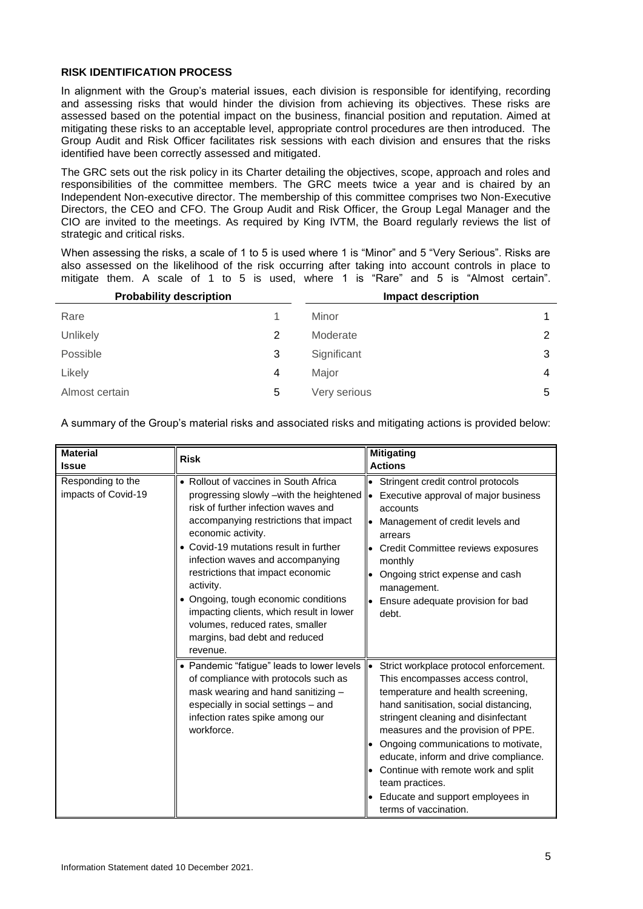### RISK IDENTIFICATION PROCESS

In alignment with the Group's material issues, each division is responsible for identifying, recording and assessing risks that would hinder the division from achieving its objectives. These risks are assessed based on the potential impact on the business, financial position and reputation. Aimed at mitigating these risks to an acceptable level, appropriate control procedures are then introduced. The Group Audit and Risk Officer facilitates risk sessions with each division and ensures that the risks identified have been correctly assessed and mitigated.

The GRC sets out the risk policy in its Charter detailing the objectives, scope, approach and roles and responsibilities of the committee members. The GRC meets twice a year and is chaired by an Independent Non-executive director. The membership of this committee comprises two Non-Executive Directors, the CEO and CFO. The Group Audit and Risk Officer, the Group Legal Manager and the CIO are invited to the meetings. As required by King IVTM, the Board regularly reviews the list of strategic and critical risks.

When assessing the risks, a scale of 1 to 5 is used where 1 is "Minor" and 5 "Very Serious". Risks are also assessed on the likelihood of the risk occurring after taking into account controls in place to mitigate them. A scale of 1 to 5 is used, where 1 is "Rare" and 5 is "Almost certain".

| Probability description | | Impact description | |
|---|---|---|---|
| Rare | 1 | Minor | 1 |
| Unlikely | 2 | Moderate | 2 |
| Possible | 3 | Significant | 3 |
| Likely | 4 | Major | 4 |
| Almost certain | 5 | Very serious | 5 |

A summary of the Group's material risks and associated risks and mitigating actions is provided below:

| Material Issue | Risk | Mitigating Actions |
|---|---|---|
| Responding to the impacts of Covid-19 | • Rollout of vaccines in South Africa progressing slowly –with the heightened risk of further infection waves and accompanying restrictions that impact economic activity.<br>• Covid-19 mutations result in further infection waves and accompanying restrictions that impact economic activity.<br>• Ongoing, tough economic conditions impacting clients, which result in lower volumes, reduced rates, smaller margins, bad debt and reduced revenue. | • Stringent credit control protocols<br>• Executive approval of major business accounts<br>• Management of credit levels and arrears<br>• Credit Committee reviews exposures monthly<br>• Ongoing strict expense and cash management.<br>• Ensure adequate provision for bad debt. |
| | • Pandemic "fatigue" leads to lower levels of compliance with protocols such as mask wearing and hand sanitizing – especially in social settings – and infection rates spike among our workforce. | • Strict workplace protocol enforcement. This encompasses access control, temperature and health screening, hand sanitisation, social distancing, stringent cleaning and disinfectant measures and the provision of PPE.<br>• Ongoing communications to motivate, educate, inform and drive compliance.<br>• Continue with remote work and split team practices.<br>• Educate and support employees in terms of vaccination. |

Information Statement dated 10 December 2021.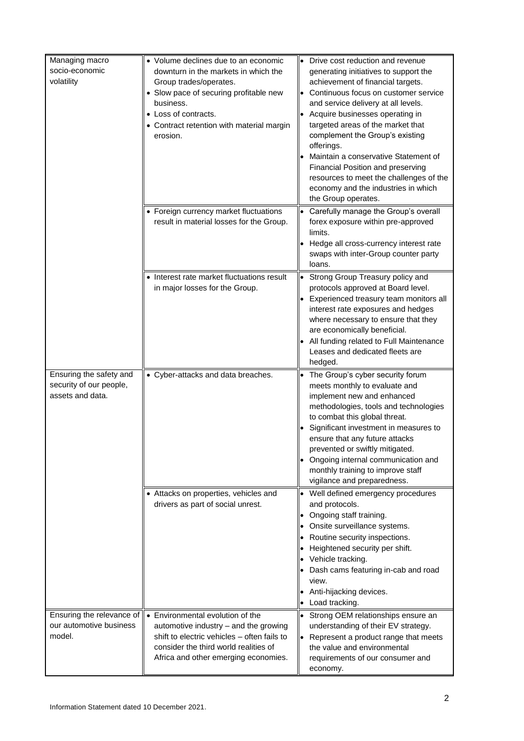| | | |
|---|---|---|
| Managing macro socio-economic volatility | • Volume declines due to an economic downturn in the markets in which the Group trades/operates.<br>• Slow pace of securing profitable new business.<br>• Loss of contracts.<br>• Contract retention with material margin erosion. | • Drive cost reduction and revenue generating initiatives to support the achievement of financial targets.<br>• Continuous focus on customer service and service delivery at all levels.<br>• Acquire businesses operating in targeted areas of the market that complement the Group's existing offerings.<br>• Maintain a conservative Statement of Financial Position and preserving resources to meet the challenges of the economy and the industries in which the Group operates. |
| | • Foreign currency market fluctuations result in material losses for the Group. | • Carefully manage the Group's overall forex exposure within pre-approved limits.<br>• Hedge all cross-currency interest rate swaps with inter-Group counter party loans. |
| | • Interest rate market fluctuations result in major losses for the Group. | • Strong Group Treasury policy and protocols approved at Board level.<br>• Experienced treasury team monitors all interest rate exposures and hedges where necessary to ensure that they are economically beneficial.<br>• All funding related to Full Maintenance Leases and dedicated fleets are hedged. |
| Ensuring the safety and security of our people, assets and data. | • Cyber-attacks and data breaches. | • The Group's cyber security forum meets monthly to evaluate and implement new and enhanced methodologies, tools and technologies to combat this global threat.<br>• Significant investment in measures to ensure that any future attacks prevented or swiftly mitigated.<br>• Ongoing internal communication and monthly training to improve staff vigilance and preparedness. |
| | • Attacks on properties, vehicles and drivers as part of social unrest. | • Well defined emergency procedures and protocols.<br>• Ongoing staff training.<br>• Onsite surveillance systems.<br>• Routine security inspections.<br>• Heightened security per shift.<br>• Vehicle tracking.<br>• Dash cams featuring in-cab and road view.<br>• Anti-hijacking devices.<br>• Load tracking. |
| Ensuring the relevance of our automotive business model. | • Environmental evolution of the automotive industry – and the growing shift to electric vehicles – often fails to consider the third world realities of Africa and other emerging economies. | • Strong OEM relationships ensure an understanding of their EV strategy.<br>• Represent a product range that meets the value and environmental requirements of our consumer and economy. |

Information Statement dated 10 December 2021.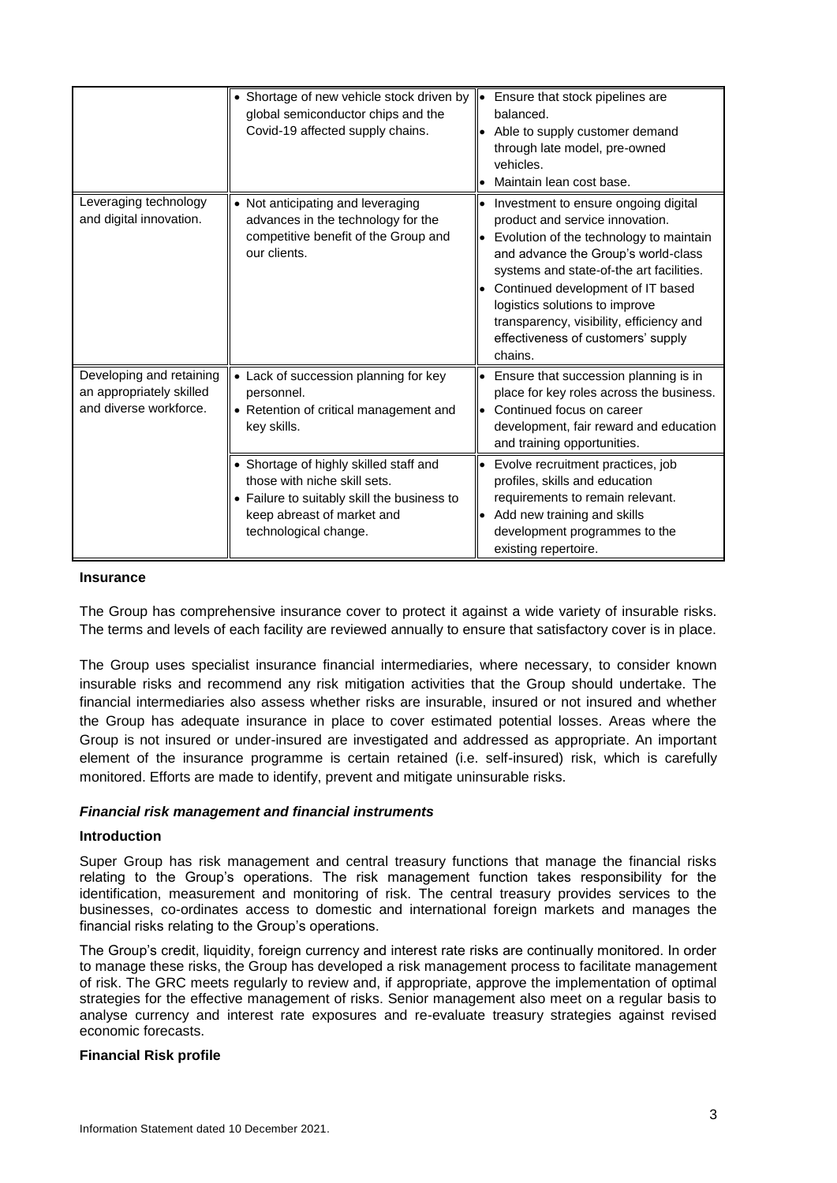| | | |
|---|---|---|
| | • Shortage of new vehicle stock driven by global semiconductor chips and the Covid-19 affected supply chains. | • Ensure that stock pipelines are balanced.<br>• Able to supply customer demand through late model, pre-owned vehicles.<br>• Maintain lean cost base. |
| Leveraging technology and digital innovation. | • Not anticipating and leveraging advances in the technology for the competitive benefit of the Group and our clients. | • Investment to ensure ongoing digital product and service innovation.<br>• Evolution of the technology to maintain and advance the Group's world-class systems and state-of-the art facilities.<br>• Continued development of IT based logistics solutions to improve transparency, visibility, efficiency and effectiveness of customers' supply chains. |
| Developing and retaining an appropriately skilled and diverse workforce. | • Lack of succession planning for key personnel.<br>• Retention of critical management and key skills. | • Ensure that succession planning is in place for key roles across the business.<br>• Continued focus on career development, fair reward and education and training opportunities. |
| | • Shortage of highly skilled staff and those with niche skill sets.<br>• Failure to suitably skill the business to keep abreast of market and technological change. | • Evolve recruitment practices, job profiles, skills and education requirements to remain relevant.<br>• Add new training and skills development programmes to the existing repertoire. |

**Insurance**

The Group has comprehensive insurance cover to protect it against a wide variety of insurable risks. The terms and levels of each facility are reviewed annually to ensure that satisfactory cover is in place.

The Group uses specialist insurance financial intermediaries, where necessary, to consider known insurable risks and recommend any risk mitigation activities that the Group should undertake. The financial intermediaries also assess whether risks are insurable, insured or not insured and whether the Group has adequate insurance in place to cover estimated potential losses. Areas where the Group is not insured or under-insured are investigated and addressed as appropriate. An important element of the insurance programme is certain retained (i.e. self-insured) risk, which is carefully monitored. Efforts are made to identify, prevent and mitigate uninsurable risks.

***Financial risk management and financial instruments***

**Introduction**

Super Group has risk management and central treasury functions that manage the financial risks relating to the Group's operations. The risk management function takes responsibility for the identification, measurement and monitoring of risk. The central treasury provides services to the businesses, co-ordinates access to domestic and international foreign markets and manages the financial risks relating to the Group's operations.

The Group's credit, liquidity, foreign currency and interest rate risks are continually monitored. In order to manage these risks, the Group has developed a risk management process to facilitate management of risk. The GRC meets regularly to review and, if appropriate, approve the implementation of optimal strategies for the effective management of risks. Senior management also meet on a regular basis to analyse currency and interest rate exposures and re-evaluate treasury strategies against revised economic forecasts.

**Financial Risk profile**

Information Statement dated 10 December 2021.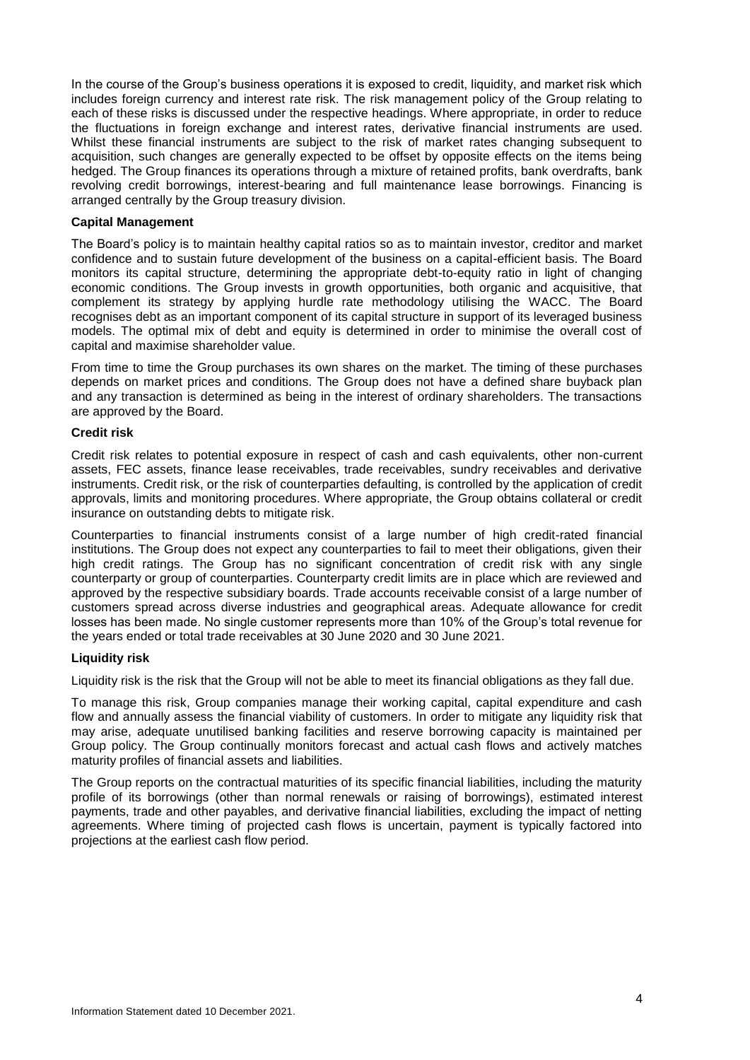In the course of the Group's business operations it is exposed to credit, liquidity, and market risk which includes foreign currency and interest rate risk. The risk management policy of the Group relating to each of these risks is discussed under the respective headings. Where appropriate, in order to reduce the fluctuations in foreign exchange and interest rates, derivative financial instruments are used. Whilst these financial instruments are subject to the risk of market rates changing subsequent to acquisition, such changes are generally expected to be offset by opposite effects on the items being hedged. The Group finances its operations through a mixture of retained profits, bank overdrafts, bank revolving credit borrowings, interest-bearing and full maintenance lease borrowings. Financing is arranged centrally by the Group treasury division.

**Capital Management**

The Board's policy is to maintain healthy capital ratios so as to maintain investor, creditor and market confidence and to sustain future development of the business on a capital-efficient basis. The Board monitors its capital structure, determining the appropriate debt-to-equity ratio in light of changing economic conditions. The Group invests in growth opportunities, both organic and acquisitive, that complement its strategy by applying hurdle rate methodology utilising the WACC. The Board recognises debt as an important component of its capital structure in support of its leveraged business models. The optimal mix of debt and equity is determined in order to minimise the overall cost of capital and maximise shareholder value.

From time to time the Group purchases its own shares on the market. The timing of these purchases depends on market prices and conditions. The Group does not have a defined share buyback plan and any transaction is determined as being in the interest of ordinary shareholders. The transactions are approved by the Board.

**Credit risk**

Credit risk relates to potential exposure in respect of cash and cash equivalents, other non-current assets, FEC assets, finance lease receivables, trade receivables, sundry receivables and derivative instruments. Credit risk, or the risk of counterparties defaulting, is controlled by the application of credit approvals, limits and monitoring procedures. Where appropriate, the Group obtains collateral or credit insurance on outstanding debts to mitigate risk.

Counterparties to financial instruments consist of a large number of high credit-rated financial institutions. The Group does not expect any counterparties to fail to meet their obligations, given their high credit ratings. The Group has no significant concentration of credit risk with any single counterparty or group of counterparties. Counterparty credit limits are in place which are reviewed and approved by the respective subsidiary boards. Trade accounts receivable consist of a large number of customers spread across diverse industries and geographical areas. Adequate allowance for credit losses has been made. No single customer represents more than 10% of the Group's total revenue for the years ended or total trade receivables at 30 June 2020 and 30 June 2021.

**Liquidity risk**

Liquidity risk is the risk that the Group will not be able to meet its financial obligations as they fall due.

To manage this risk, Group companies manage their working capital, capital expenditure and cash flow and annually assess the financial viability of customers. In order to mitigate any liquidity risk that may arise, adequate unutilised banking facilities and reserve borrowing capacity is maintained per Group policy. The Group continually monitors forecast and actual cash flows and actively matches maturity profiles of financial assets and liabilities.

The Group reports on the contractual maturities of its specific financial liabilities, including the maturity profile of its borrowings (other than normal renewals or raising of borrowings), estimated interest payments, trade and other payables, and derivative financial liabilities, excluding the impact of netting agreements. Where timing of projected cash flows is uncertain, payment is typically factored into projections at the earliest cash flow period.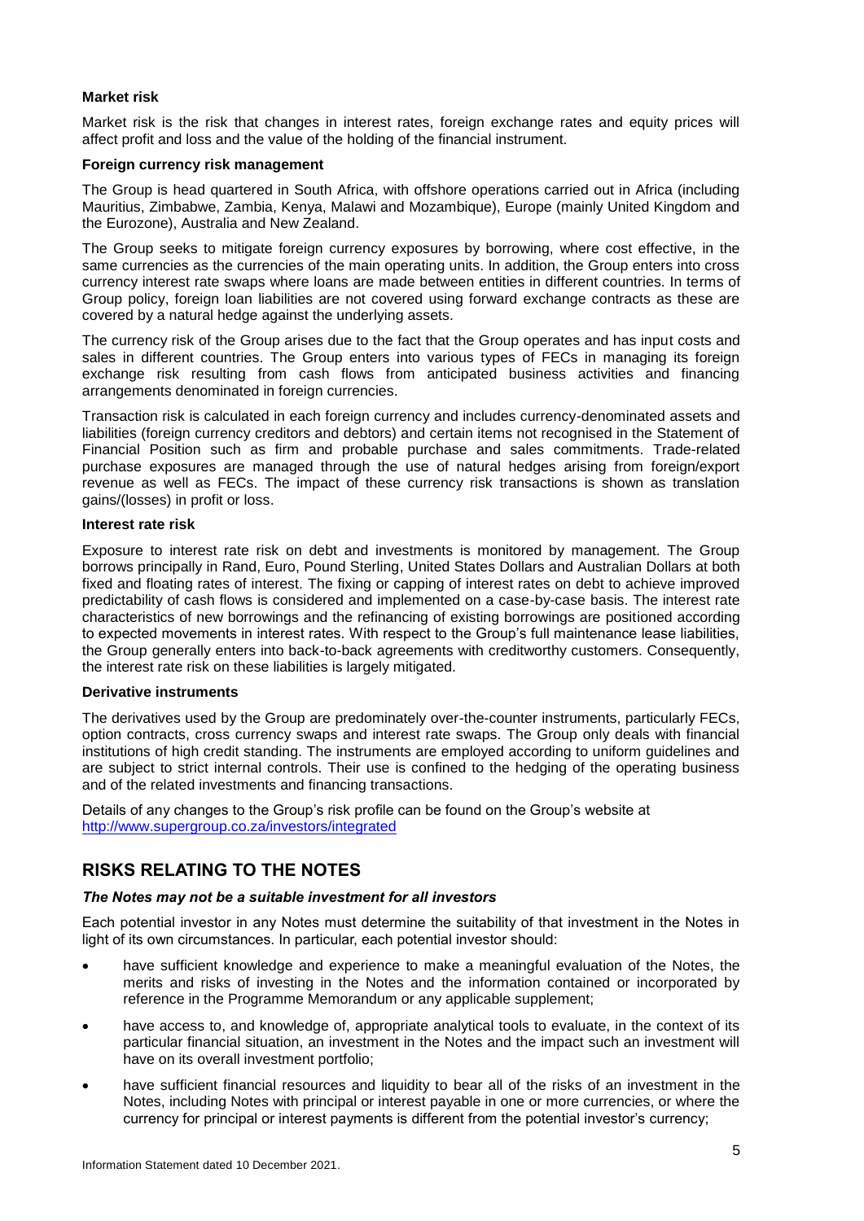**Market risk**

Market risk is the risk that changes in interest rates, foreign exchange rates and equity prices will affect profit and loss and the value of the holding of the financial instrument.

**Foreign currency risk management**

The Group is head quartered in South Africa, with offshore operations carried out in Africa (including Mauritius, Zimbabwe, Zambia, Kenya, Malawi and Mozambique), Europe (mainly United Kingdom and the Eurozone), Australia and New Zealand.

The Group seeks to mitigate foreign currency exposures by borrowing, where cost effective, in the same currencies as the currencies of the main operating units. In addition, the Group enters into cross currency interest rate swaps where loans are made between entities in different countries. In terms of Group policy, foreign loan liabilities are not covered using forward exchange contracts as these are covered by a natural hedge against the underlying assets.

The currency risk of the Group arises due to the fact that the Group operates and has input costs and sales in different countries. The Group enters into various types of FECs in managing its foreign exchange risk resulting from cash flows from anticipated business activities and financing arrangements denominated in foreign currencies.

Transaction risk is calculated in each foreign currency and includes currency-denominated assets and liabilities (foreign currency creditors and debtors) and certain items not recognised in the Statement of Financial Position such as firm and probable purchase and sales commitments. Trade-related purchase exposures are managed through the use of natural hedges arising from foreign/export revenue as well as FECs. The impact of these currency risk transactions is shown as translation gains/(losses) in profit or loss.

**Interest rate risk**

Exposure to interest rate risk on debt and investments is monitored by management. The Group borrows principally in Rand, Euro, Pound Sterling, United States Dollars and Australian Dollars at both fixed and floating rates of interest. The fixing or capping of interest rates on debt to achieve improved predictability of cash flows is considered and implemented on a case-by-case basis. The interest rate characteristics of new borrowings and the refinancing of existing borrowings are positioned according to expected movements in interest rates. With respect to the Group's full maintenance lease liabilities, the Group generally enters into back-to-back agreements with creditworthy customers. Consequently, the interest rate risk on these liabilities is largely mitigated.

**Derivative instruments**

The derivatives used by the Group are predominately over-the-counter instruments, particularly FECs, option contracts, cross currency swaps and interest rate swaps. The Group only deals with financial institutions of high credit standing. The instruments are employed according to uniform guidelines and are subject to strict internal controls. Their use is confined to the hedging of the operating business and of the related investments and financing transactions.

Details of any changes to the Group's risk profile can be found on the Group's website at http://www.supergroup.co.za/investors/integrated

## RISKS RELATING TO THE NOTES

***The Notes may not be a suitable investment for all investors***

Each potential investor in any Notes must determine the suitability of that investment in the Notes in light of its own circumstances. In particular, each potential investor should:

- have sufficient knowledge and experience to make a meaningful evaluation of the Notes, the merits and risks of investing in the Notes and the information contained or incorporated by reference in the Programme Memorandum or any applicable supplement;
- have access to, and knowledge of, appropriate analytical tools to evaluate, in the context of its particular financial situation, an investment in the Notes and the impact such an investment will have on its overall investment portfolio;
- have sufficient financial resources and liquidity to bear all of the risks of an investment in the Notes, including Notes with principal or interest payable in one or more currencies, or where the currency for principal or interest payments is different from the potential investor's currency;

Information Statement dated 10 December 2021.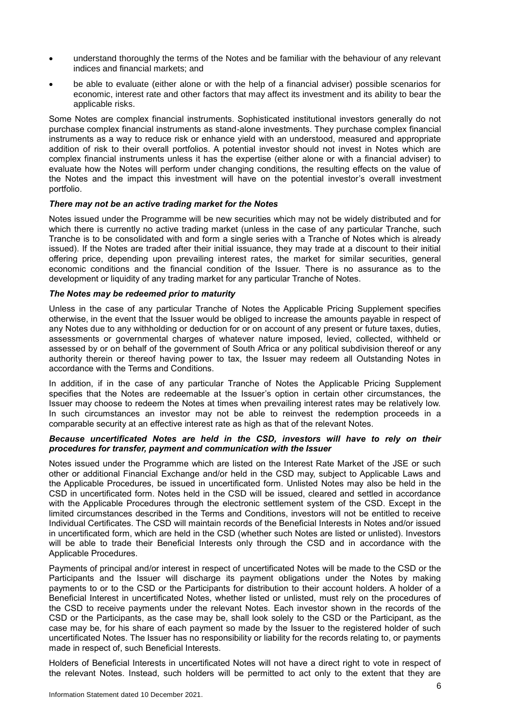- understand thoroughly the terms of the Notes and be familiar with the behaviour of any relevant indices and financial markets; and
- be able to evaluate (either alone or with the help of a financial adviser) possible scenarios for economic, interest rate and other factors that may affect its investment and its ability to bear the applicable risks.

Some Notes are complex financial instruments. Sophisticated institutional investors generally do not purchase complex financial instruments as stand-alone investments. They purchase complex financial instruments as a way to reduce risk or enhance yield with an understood, measured and appropriate addition of risk to their overall portfolios. A potential investor should not invest in Notes which are complex financial instruments unless it has the expertise (either alone or with a financial adviser) to evaluate how the Notes will perform under changing conditions, the resulting effects on the value of the Notes and the impact this investment will have on the potential investor's overall investment portfolio.

***There may not be an active trading market for the Notes***

Notes issued under the Programme will be new securities which may not be widely distributed and for which there is currently no active trading market (unless in the case of any particular Tranche, such Tranche is to be consolidated with and form a single series with a Tranche of Notes which is already issued). If the Notes are traded after their initial issuance, they may trade at a discount to their initial offering price, depending upon prevailing interest rates, the market for similar securities, general economic conditions and the financial condition of the Issuer. There is no assurance as to the development or liquidity of any trading market for any particular Tranche of Notes.

***The Notes may be redeemed prior to maturity***

Unless in the case of any particular Tranche of Notes the Applicable Pricing Supplement specifies otherwise, in the event that the Issuer would be obliged to increase the amounts payable in respect of any Notes due to any withholding or deduction for or on account of any present or future taxes, duties, assessments or governmental charges of whatever nature imposed, levied, collected, withheld or assessed by or on behalf of the government of South Africa or any political subdivision thereof or any authority therein or thereof having power to tax, the Issuer may redeem all Outstanding Notes in accordance with the Terms and Conditions.

In addition, if in the case of any particular Tranche of Notes the Applicable Pricing Supplement specifies that the Notes are redeemable at the Issuer's option in certain other circumstances, the Issuer may choose to redeem the Notes at times when prevailing interest rates may be relatively low. In such circumstances an investor may not be able to reinvest the redemption proceeds in a comparable security at an effective interest rate as high as that of the relevant Notes.

***Because uncertificated Notes are held in the CSD, investors will have to rely on their procedures for transfer, payment and communication with the Issuer***

Notes issued under the Programme which are listed on the Interest Rate Market of the JSE or such other or additional Financial Exchange and/or held in the CSD may, subject to Applicable Laws and the Applicable Procedures, be issued in uncertificated form. Unlisted Notes may also be held in the CSD in uncertificated form. Notes held in the CSD will be issued, cleared and settled in accordance with the Applicable Procedures through the electronic settlement system of the CSD. Except in the limited circumstances described in the Terms and Conditions, investors will not be entitled to receive Individual Certificates. The CSD will maintain records of the Beneficial Interests in Notes and/or issued in uncertificated form, which are held in the CSD (whether such Notes are listed or unlisted). Investors will be able to trade their Beneficial Interests only through the CSD and in accordance with the Applicable Procedures.

Payments of principal and/or interest in respect of uncertificated Notes will be made to the CSD or the Participants and the Issuer will discharge its payment obligations under the Notes by making payments to or to the CSD or the Participants for distribution to their account holders. A holder of a Beneficial Interest in uncertificated Notes, whether listed or unlisted, must rely on the procedures of the CSD to receive payments under the relevant Notes. Each investor shown in the records of the CSD or the Participants, as the case may be, shall look solely to the CSD or the Participant, as the case may be, for his share of each payment so made by the Issuer to the registered holder of such uncertificated Notes. The Issuer has no responsibility or liability for the records relating to, or payments made in respect of, such Beneficial Interests.

Holders of Beneficial Interests in uncertificated Notes will not have a direct right to vote in respect of the relevant Notes. Instead, such holders will be permitted to act only to the extent that they are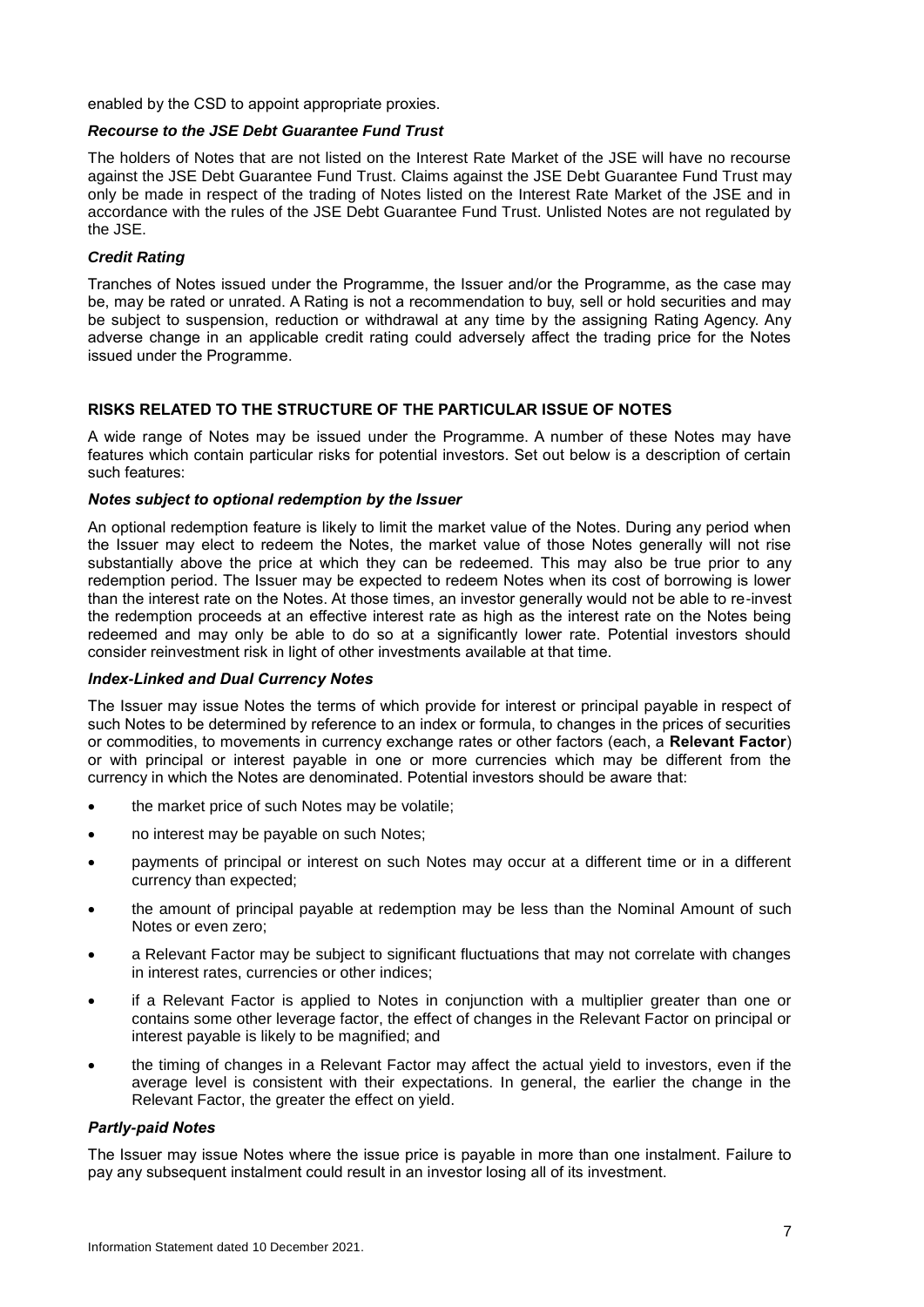enabled by the CSD to appoint appropriate proxies.

***Recourse to the JSE Debt Guarantee Fund Trust***

The holders of Notes that are not listed on the Interest Rate Market of the JSE will have no recourse against the JSE Debt Guarantee Fund Trust. Claims against the JSE Debt Guarantee Fund Trust may only be made in respect of the trading of Notes listed on the Interest Rate Market of the JSE and in accordance with the rules of the JSE Debt Guarantee Fund Trust. Unlisted Notes are not regulated by the JSE.

***Credit Rating***

Tranches of Notes issued under the Programme, the Issuer and/or the Programme, as the case may be, may be rated or unrated. A Rating is not a recommendation to buy, sell or hold securities and may be subject to suspension, reduction or withdrawal at any time by the assigning Rating Agency. Any adverse change in an applicable credit rating could adversely affect the trading price for the Notes issued under the Programme.

## RISKS RELATED TO THE STRUCTURE OF THE PARTICULAR ISSUE OF NOTES

A wide range of Notes may be issued under the Programme. A number of these Notes may have features which contain particular risks for potential investors. Set out below is a description of certain such features:

***Notes subject to optional redemption by the Issuer***

An optional redemption feature is likely to limit the market value of the Notes. During any period when the Issuer may elect to redeem the Notes, the market value of those Notes generally will not rise substantially above the price at which they can be redeemed. This may also be true prior to any redemption period. The Issuer may be expected to redeem Notes when its cost of borrowing is lower than the interest rate on the Notes. At those times, an investor generally would not be able to re-invest the redemption proceeds at an effective interest rate as high as the interest rate on the Notes being redeemed and may only be able to do so at a significantly lower rate. Potential investors should consider reinvestment risk in light of other investments available at that time.

***Index-Linked and Dual Currency Notes***

The Issuer may issue Notes the terms of which provide for interest or principal payable in respect of such Notes to be determined by reference to an index or formula, to changes in the prices of securities or commodities, to movements in currency exchange rates or other factors (each, a **Relevant Factor**) or with principal or interest payable in one or more currencies which may be different from the currency in which the Notes are denominated. Potential investors should be aware that:

- the market price of such Notes may be volatile;
- no interest may be payable on such Notes;
- payments of principal or interest on such Notes may occur at a different time or in a different currency than expected;
- the amount of principal payable at redemption may be less than the Nominal Amount of such Notes or even zero;
- a Relevant Factor may be subject to significant fluctuations that may not correlate with changes in interest rates, currencies or other indices;
- if a Relevant Factor is applied to Notes in conjunction with a multiplier greater than one or contains some other leverage factor, the effect of changes in the Relevant Factor on principal or interest payable is likely to be magnified; and
- the timing of changes in a Relevant Factor may affect the actual yield to investors, even if the average level is consistent with their expectations. In general, the earlier the change in the Relevant Factor, the greater the effect on yield.

***Partly-paid Notes***

The Issuer may issue Notes where the issue price is payable in more than one instalment. Failure to pay any subsequent instalment could result in an investor losing all of its investment.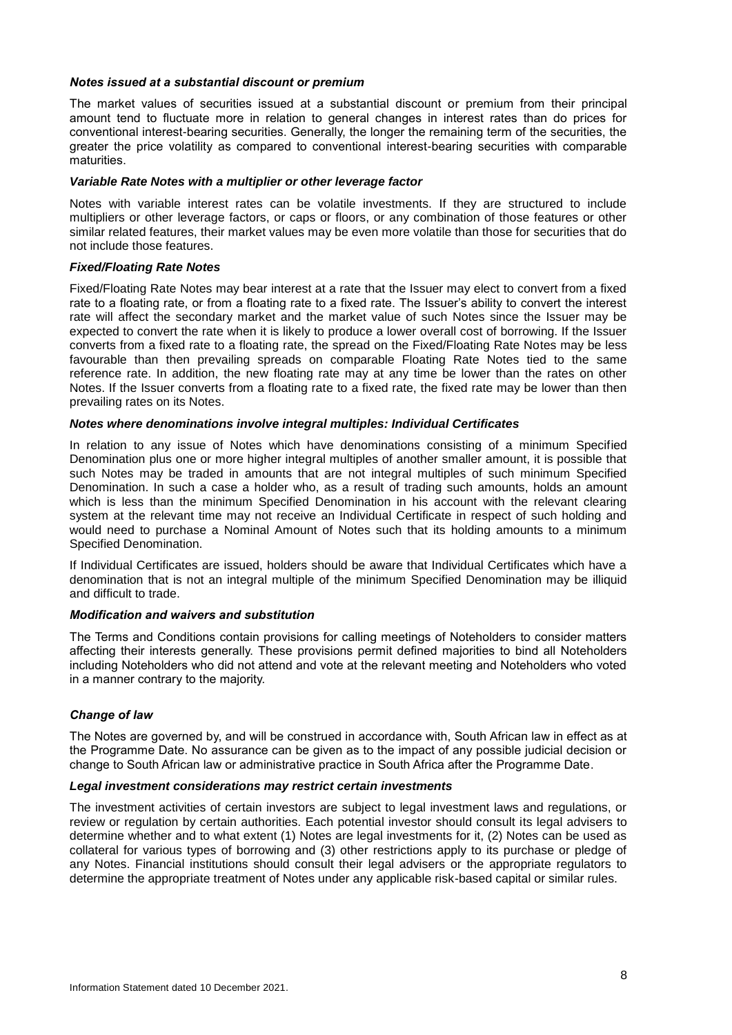#### *Notes issued at a substantial discount or premium*

The market values of securities issued at a substantial discount or premium from their principal amount tend to fluctuate more in relation to general changes in interest rates than do prices for conventional interest-bearing securities. Generally, the longer the remaining term of the securities, the greater the price volatility as compared to conventional interest-bearing securities with comparable maturities.

#### *Variable Rate Notes with a multiplier or other leverage factor*

Notes with variable interest rates can be volatile investments. If they are structured to include multipliers or other leverage factors, or caps or floors, or any combination of those features or other similar related features, their market values may be even more volatile than those for securities that do not include those features.

#### *Fixed/Floating Rate Notes*

Fixed/Floating Rate Notes may bear interest at a rate that the Issuer may elect to convert from a fixed rate to a floating rate, or from a floating rate to a fixed rate. The Issuer's ability to convert the interest rate will affect the secondary market and the market value of such Notes since the Issuer may be expected to convert the rate when it is likely to produce a lower overall cost of borrowing. If the Issuer converts from a fixed rate to a floating rate, the spread on the Fixed/Floating Rate Notes may be less favourable than then prevailing spreads on comparable Floating Rate Notes tied to the same reference rate. In addition, the new floating rate may at any time be lower than the rates on other Notes. If the Issuer converts from a floating rate to a fixed rate, the fixed rate may be lower than then prevailing rates on its Notes.

#### *Notes where denominations involve integral multiples: Individual Certificates*

In relation to any issue of Notes which have denominations consisting of a minimum Specified Denomination plus one or more higher integral multiples of another smaller amount, it is possible that such Notes may be traded in amounts that are not integral multiples of such minimum Specified Denomination. In such a case a holder who, as a result of trading such amounts, holds an amount which is less than the minimum Specified Denomination in his account with the relevant clearing system at the relevant time may not receive an Individual Certificate in respect of such holding and would need to purchase a Nominal Amount of Notes such that its holding amounts to a minimum Specified Denomination.

If Individual Certificates are issued, holders should be aware that Individual Certificates which have a denomination that is not an integral multiple of the minimum Specified Denomination may be illiquid and difficult to trade.

#### *Modification and waivers and substitution*

The Terms and Conditions contain provisions for calling meetings of Noteholders to consider matters affecting their interests generally. These provisions permit defined majorities to bind all Noteholders including Noteholders who did not attend and vote at the relevant meeting and Noteholders who voted in a manner contrary to the majority.

#### *Change of law*

The Notes are governed by, and will be construed in accordance with, South African law in effect as at the Programme Date. No assurance can be given as to the impact of any possible judicial decision or change to South African law or administrative practice in South Africa after the Programme Date.

#### *Legal investment considerations may restrict certain investments*

The investment activities of certain investors are subject to legal investment laws and regulations, or review or regulation by certain authorities. Each potential investor should consult its legal advisers to determine whether and to what extent (1) Notes are legal investments for it, (2) Notes can be used as collateral for various types of borrowing and (3) other restrictions apply to its purchase or pledge of any Notes. Financial institutions should consult their legal advisers or the appropriate regulators to determine the appropriate treatment of Notes under any applicable risk-based capital or similar rules.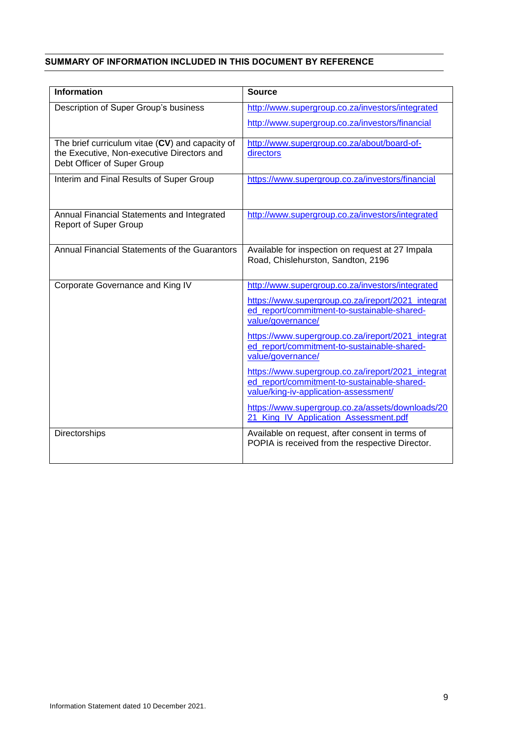## SUMMARY OF INFORMATION INCLUDED IN THIS DOCUMENT BY REFERENCE

| Information | Source |
|---|---|
| Description of Super Group's business | http://www.supergroup.co.za/investors/integrated<br>http://www.supergroup.co.za/investors/financial |
| The brief curriculum vitae (**CV**) and capacity of the Executive, Non-executive Directors and Debt Officer of Super Group | http://www.supergroup.co.za/about/board-of-directors |
| Interim and Final Results of Super Group | https://www.supergroup.co.za/investors/financial |
| Annual Financial Statements and Integrated Report of Super Group | http://www.supergroup.co.za/investors/integrated |
| Annual Financial Statements of the Guarantors | Available for inspection on request at 27 Impala Road, Chislehurston, Sandton, 2196 |
| Corporate Governance and King IV | http://www.supergroup.co.za/investors/integrated<br>https://www.supergroup.co.za/ireport/2021_integrated_report/commitment-to-sustainable-shared-value/governance/<br>https://www.supergroup.co.za/ireport/2021_integrated_report/commitment-to-sustainable-shared-value/governance/<br>https://www.supergroup.co.za/ireport/2021_integrated_report/commitment-to-sustainable-shared-value/king-iv-application-assessment/<br>https://www.supergroup.co.za/assets/downloads/2021_King_IV_Application_Assessment.pdf |
| Directorships | Available on request, after consent in terms of POPIA is received from the respective Director. |

Information Statement dated 10 December 2021.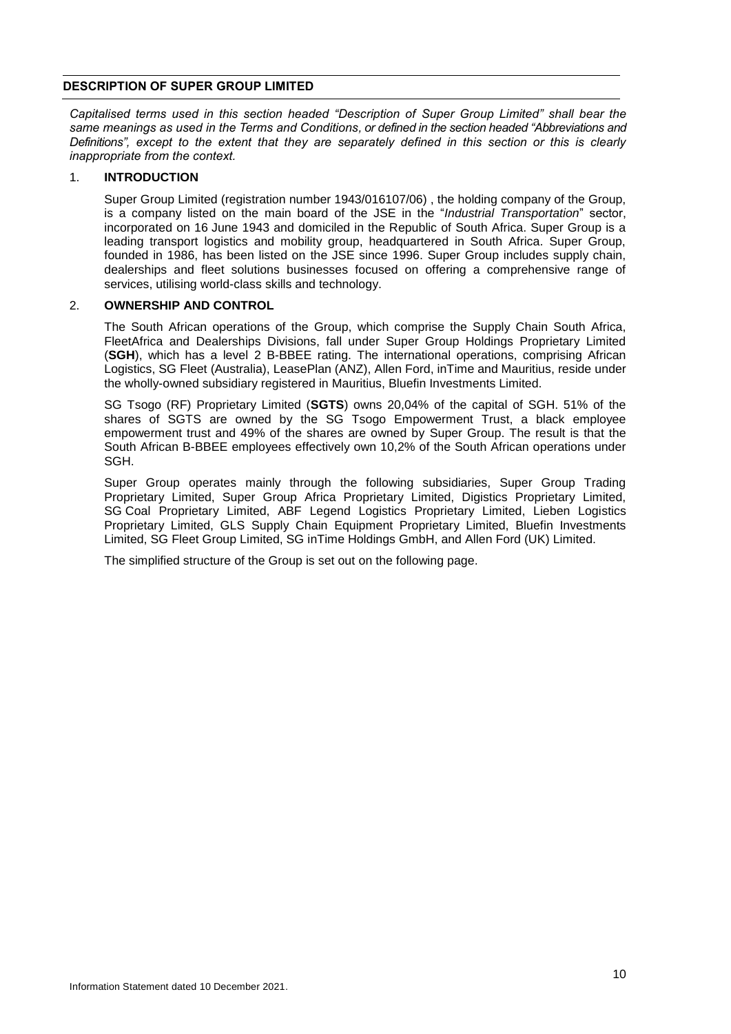## DESCRIPTION OF SUPER GROUP LIMITED

*Capitalised terms used in this section headed "Description of Super Group Limited" shall bear the same meanings as used in the Terms and Conditions, or defined in the section headed "Abbreviations and Definitions", except to the extent that they are separately defined in this section or this is clearly inappropriate from the context.*

### 1. INTRODUCTION

Super Group Limited (registration number 1943/016107/06) , the holding company of the Group, is a company listed on the main board of the JSE in the "*Industrial Transportation*" sector, incorporated on 16 June 1943 and domiciled in the Republic of South Africa. Super Group is a leading transport logistics and mobility group, headquartered in South Africa. Super Group, founded in 1986, has been listed on the JSE since 1996. Super Group includes supply chain, dealerships and fleet solutions businesses focused on offering a comprehensive range of services, utilising world-class skills and technology.

### 2. OWNERSHIP AND CONTROL

The South African operations of the Group, which comprise the Supply Chain South Africa, FleetAfrica and Dealerships Divisions, fall under Super Group Holdings Proprietary Limited (**SGH**), which has a level 2 B-BBEE rating. The international operations, comprising African Logistics, SG Fleet (Australia), LeasePlan (ANZ), Allen Ford, inTime and Mauritius, reside under the wholly-owned subsidiary registered in Mauritius, Bluefin Investments Limited.

SG Tsogo (RF) Proprietary Limited (**SGTS**) owns 20,04% of the capital of SGH. 51% of the shares of SGTS are owned by the SG Tsogo Empowerment Trust, a black employee empowerment trust and 49% of the shares are owned by Super Group. The result is that the South African B-BBEE employees effectively own 10,2% of the South African operations under SGH.

Super Group operates mainly through the following subsidiaries, Super Group Trading Proprietary Limited, Super Group Africa Proprietary Limited, Digistics Proprietary Limited, SG Coal Proprietary Limited, ABF Legend Logistics Proprietary Limited, Lieben Logistics Proprietary Limited, GLS Supply Chain Equipment Proprietary Limited, Bluefin Investments Limited, SG Fleet Group Limited, SG inTime Holdings GmbH, and Allen Ford (UK) Limited.

The simplified structure of the Group is set out on the following page.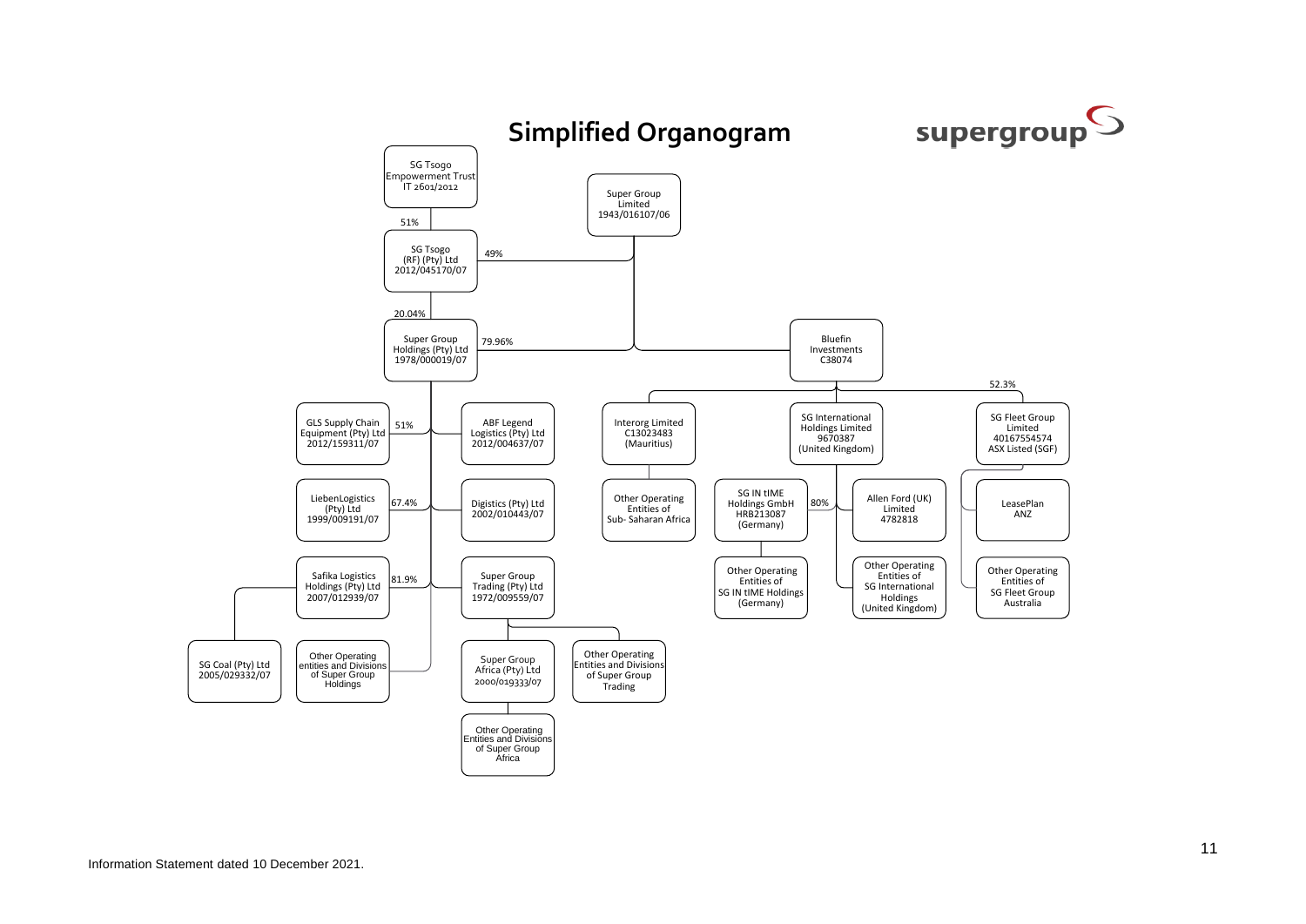# Simplified Organogram

supergroup

- **SG Tsogo Empowerment Trust** IT 2601/2012
  - 51% → **SG Tsogo (RF) (Pty) Ltd** 2012/045170/07

- **Super Group Limited** 1943/016107/06
  - 49% → **SG Tsogo (RF) (Pty) Ltd** 2012/045170/07

- **SG Tsogo (RF) (Pty) Ltd**
  - 20.04% → **Super Group Holdings (Pty) Ltd** 1978/000019/07

- **Super Group Limited**
  - 79.96% → **Super Group Holdings (Pty) Ltd** 1978/000019/07
  - **Bluefin Investments** C38074

- **Super Group Holdings (Pty) Ltd** 1978/000019/07
  - 51% → GLS Supply Chain Equipment (Pty) Ltd 2012/159311/07
  - ABF Legend Logistics (Pty) Ltd 2012/004637/07
  - 67.4% → LiebenLogistics (Pty) Ltd 1999/009191/07
  - Digistics (Pty) Ltd 2002/010443/07
  - 81.9% → Safika Logistics Holdings (Pty) Ltd 2007/012939/07
    - SG Coal (Pty) Ltd 2005/029332/07
  - Super Group Trading (Pty) Ltd 1972/009559/07
    - Super Group Africa (Pty) Ltd 2000/019333/07
      - Other Operating Entities and Divisions of Super Group Africa
    - Other Operating Entities and Divisions of Super Group Trading
  - Other Operating entities and Divisions of Super Group Holdings

- **Bluefin Investments** C38074
  - Interorg Limited C13023483 (Mauritius)
    - Other Operating Entities of Sub- Saharan Africa
  - SG International Holdings Limited 9670387 (United Kingdom)
    - 80% → SG IN tIME Holdings GmbH HRB213087 (Germany)
      - Other Operating Entities of SG IN tIME Holdings (Germany)
    - Allen Ford (UK) Limited 4782818
    - Other Operating Entities of SG International Holdings (United Kingdom)
  - 52.3% → SG Fleet Group Limited 40167554574 ASX Listed (SGF)
    - LeasePlan ANZ
    - Other Operating Entities of SG Fleet Group Australia

Information Statement dated 10 December 2021.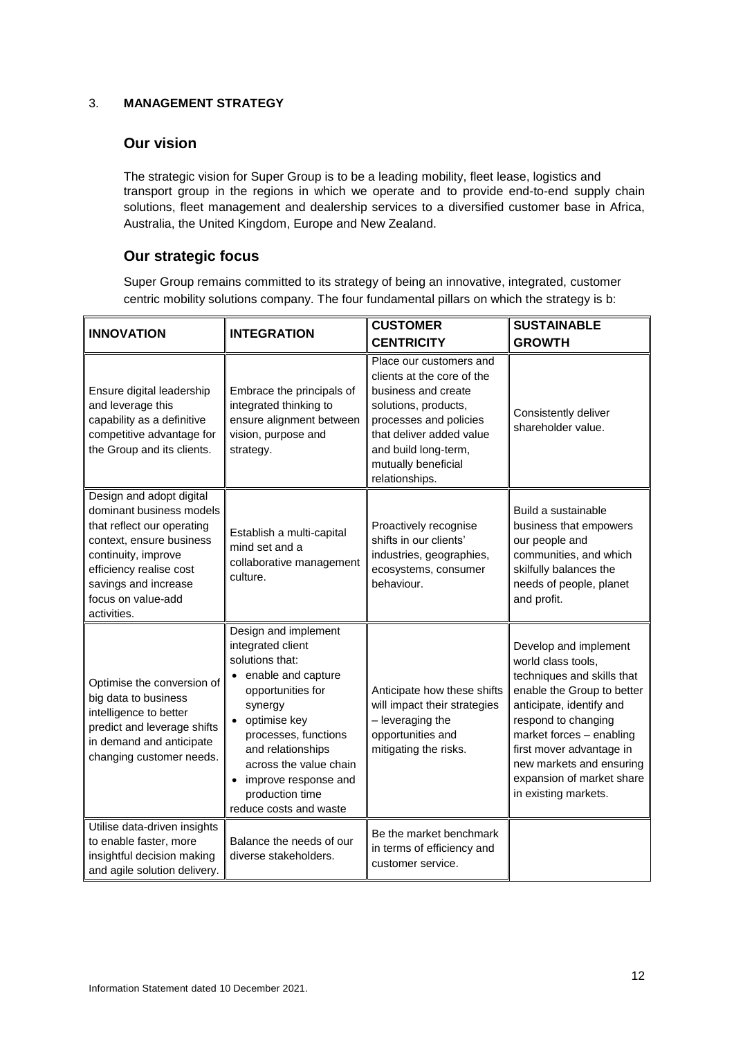3. **MANAGEMENT STRATEGY**

## Our vision

The strategic vision for Super Group is to be a leading mobility, fleet lease, logistics and transport group in the regions in which we operate and to provide end-to-end supply chain solutions, fleet management and dealership services to a diversified customer base in Africa, Australia, the United Kingdom, Europe and New Zealand.

## Our strategic focus

Super Group remains committed to its strategy of being an innovative, integrated, customer centric mobility solutions company. The four fundamental pillars on which the strategy is b:

| INNOVATION | INTEGRATION | CUSTOMER CENTRICITY | SUSTAINABLE GROWTH |
|---|---|---|---|
| Ensure digital leadership and leverage this capability as a definitive competitive advantage for the Group and its clients. | Embrace the principals of integrated thinking to ensure alignment between vision, purpose and strategy. | Place our customers and clients at the core of the business and create solutions, products, processes and policies that deliver added value and build long-term, mutually beneficial relationships. | Consistently deliver shareholder value. |
| Design and adopt digital dominant business models that reflect our operating context, ensure business continuity, improve efficiency realise cost savings and increase focus on value-add activities. | Establish a multi-capital mind set and a collaborative management culture. | Proactively recognise shifts in our clients' industries, geographies, ecosystems, consumer behaviour. | Build a sustainable business that empowers our people and communities, and which skilfully balances the needs of people, planet and profit. |
| Optimise the conversion of big data to business intelligence to better predict and leverage shifts in demand and anticipate changing customer needs. | Design and implement integrated client solutions that: <br>• enable and capture opportunities for synergy <br>• optimise key processes, functions and relationships across the value chain <br>• improve response and production time <br>reduce costs and waste | Anticipate how these shifts will impact their strategies – leveraging the opportunities and mitigating the risks. | Develop and implement world class tools, techniques and skills that enable the Group to better anticipate, identify and respond to changing market forces – enabling first mover advantage in new markets and ensuring expansion of market share in existing markets. |
| Utilise data-driven insights to enable faster, more insightful decision making and agile solution delivery. | Balance the needs of our diverse stakeholders. | Be the market benchmark in terms of efficiency and customer service. | |

Information Statement dated 10 December 2021.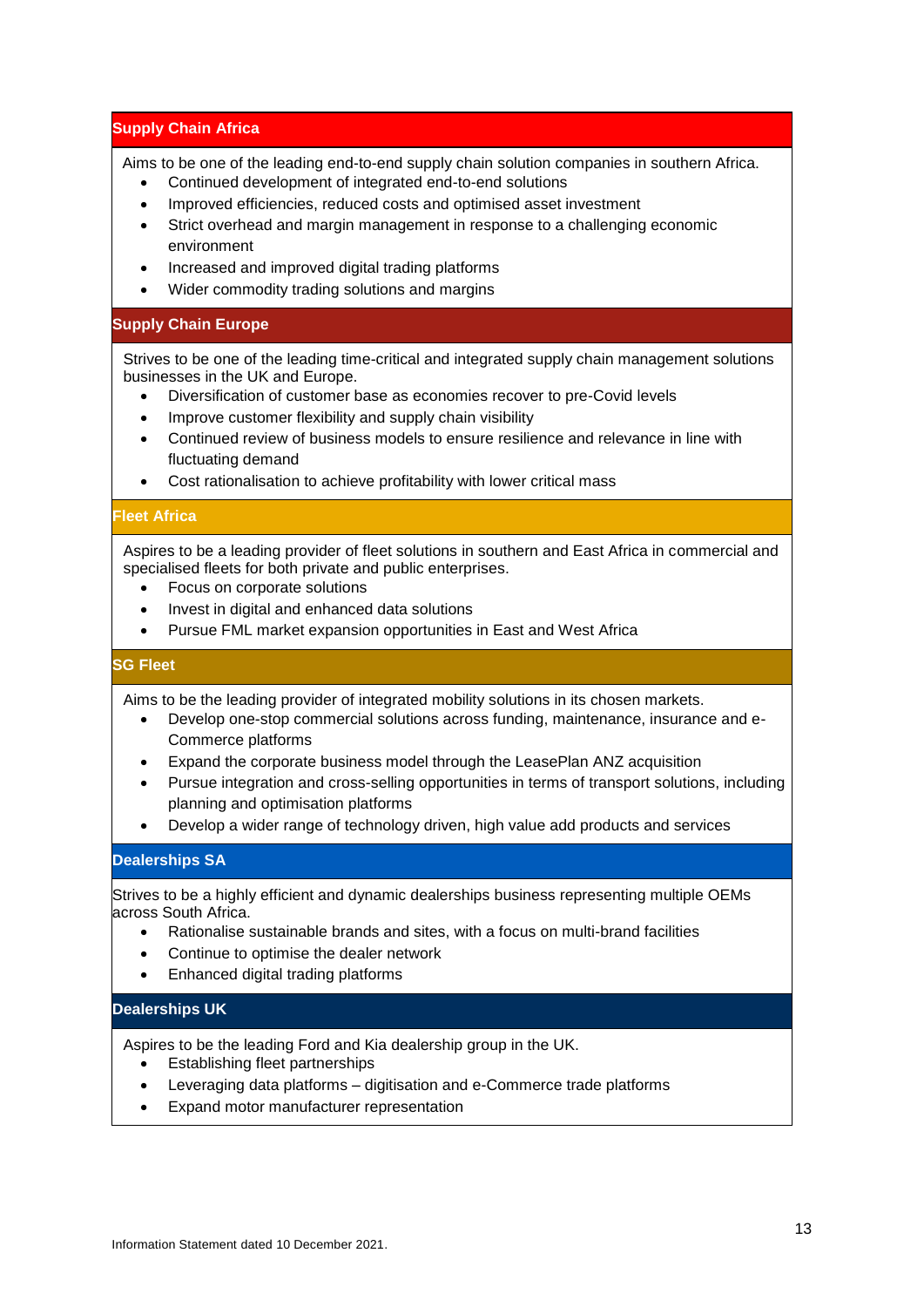### Supply Chain Africa

Aims to be one of the leading end-to-end supply chain solution companies in southern Africa.

- Continued development of integrated end-to-end solutions
- Improved efficiencies, reduced costs and optimised asset investment
- Strict overhead and margin management in response to a challenging economic environment
- Increased and improved digital trading platforms
- Wider commodity trading solutions and margins

### Supply Chain Europe

Strives to be one of the leading time-critical and integrated supply chain management solutions businesses in the UK and Europe.

- Diversification of customer base as economies recover to pre-Covid levels
- Improve customer flexibility and supply chain visibility
- Continued review of business models to ensure resilience and relevance in line with fluctuating demand
- Cost rationalisation to achieve profitability with lower critical mass

### Fleet Africa

Aspires to be a leading provider of fleet solutions in southern and East Africa in commercial and specialised fleets for both private and public enterprises.

- Focus on corporate solutions
- Invest in digital and enhanced data solutions
- Pursue FML market expansion opportunities in East and West Africa

### SG Fleet

Aims to be the leading provider of integrated mobility solutions in its chosen markets.

- Develop one-stop commercial solutions across funding, maintenance, insurance and e-Commerce platforms
- Expand the corporate business model through the LeasePlan ANZ acquisition
- Pursue integration and cross-selling opportunities in terms of transport solutions, including planning and optimisation platforms
- Develop a wider range of technology driven, high value add products and services

### Dealerships SA

Strives to be a highly efficient and dynamic dealerships business representing multiple OEMs across South Africa.

- Rationalise sustainable brands and sites, with a focus on multi-brand facilities
- Continue to optimise the dealer network
- Enhanced digital trading platforms

### Dealerships UK

Aspires to be the leading Ford and Kia dealership group in the UK.

- Establishing fleet partnerships
- Leveraging data platforms – digitisation and e-Commerce trade platforms
- Expand motor manufacturer representation

Information Statement dated 10 December 2021.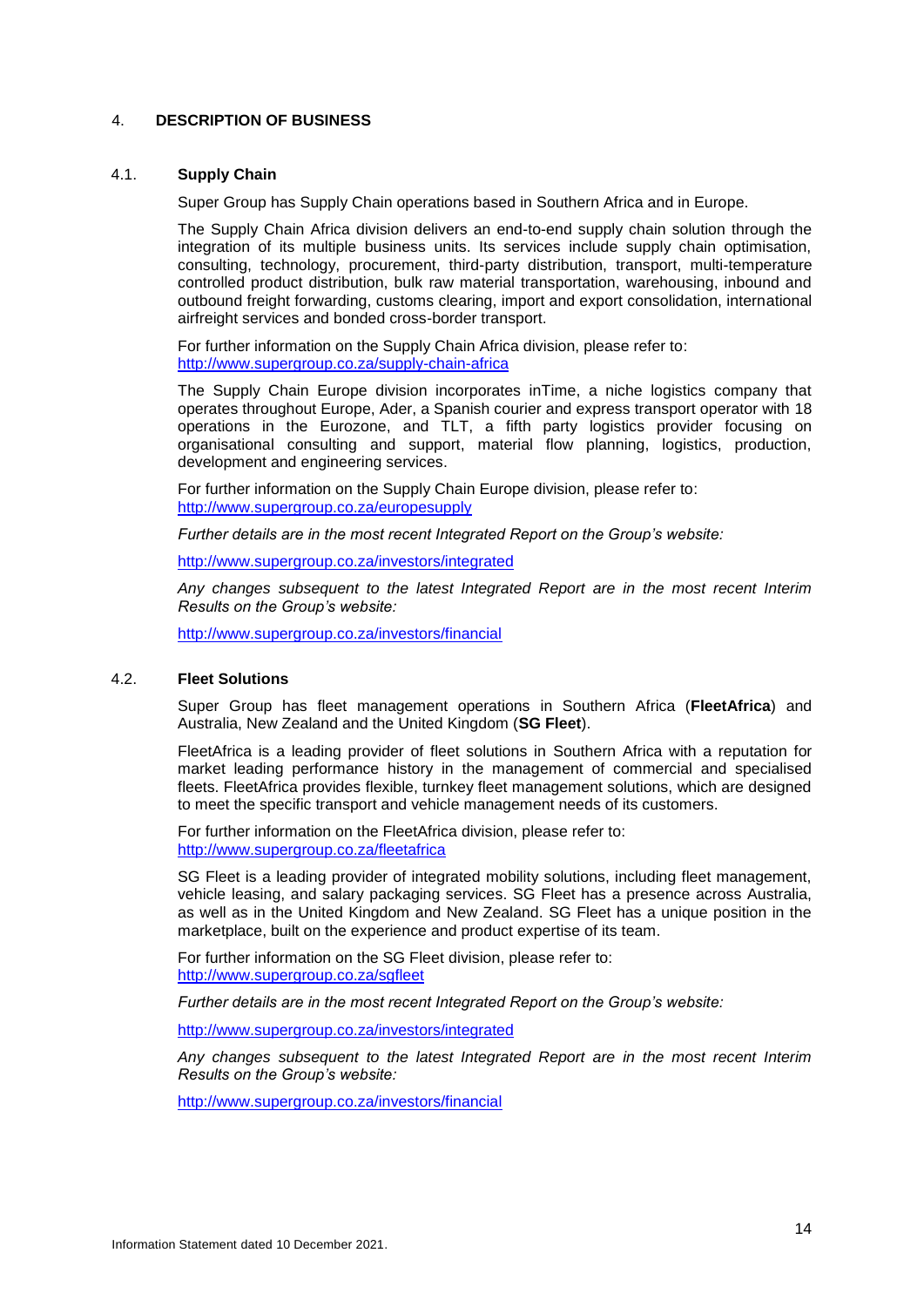## 4. DESCRIPTION OF BUSINESS

### 4.1. Supply Chain

Super Group has Supply Chain operations based in Southern Africa and in Europe.

The Supply Chain Africa division delivers an end-to-end supply chain solution through the integration of its multiple business units. Its services include supply chain optimisation, consulting, technology, procurement, third-party distribution, transport, multi-temperature controlled product distribution, bulk raw material transportation, warehousing, inbound and outbound freight forwarding, customs clearing, import and export consolidation, international airfreight services and bonded cross-border transport.

For further information on the Supply Chain Africa division, please refer to: http://www.supergroup.co.za/supply-chain-africa

The Supply Chain Europe division incorporates inTime, a niche logistics company that operates throughout Europe, Ader, a Spanish courier and express transport operator with 18 operations in the Eurozone, and TLT, a fifth party logistics provider focusing on organisational consulting and support, material flow planning, logistics, production, development and engineering services.

For further information on the Supply Chain Europe division, please refer to: http://www.supergroup.co.za/europesupply

*Further details are in the most recent Integrated Report on the Group's website:*

http://www.supergroup.co.za/investors/integrated

*Any changes subsequent to the latest Integrated Report are in the most recent Interim Results on the Group's website:*

http://www.supergroup.co.za/investors/financial

### 4.2. Fleet Solutions

Super Group has fleet management operations in Southern Africa (**FleetAfrica**) and Australia, New Zealand and the United Kingdom (**SG Fleet**).

FleetAfrica is a leading provider of fleet solutions in Southern Africa with a reputation for market leading performance history in the management of commercial and specialised fleets. FleetAfrica provides flexible, turnkey fleet management solutions, which are designed to meet the specific transport and vehicle management needs of its customers.

For further information on the FleetAfrica division, please refer to: http://www.supergroup.co.za/fleetafrica

SG Fleet is a leading provider of integrated mobility solutions, including fleet management, vehicle leasing, and salary packaging services. SG Fleet has a presence across Australia, as well as in the United Kingdom and New Zealand. SG Fleet has a unique position in the marketplace, built on the experience and product expertise of its team.

For further information on the SG Fleet division, please refer to: http://www.supergroup.co.za/sgfleet

*Further details are in the most recent Integrated Report on the Group's website:*

http://www.supergroup.co.za/investors/integrated

*Any changes subsequent to the latest Integrated Report are in the most recent Interim Results on the Group's website:*

http://www.supergroup.co.za/investors/financial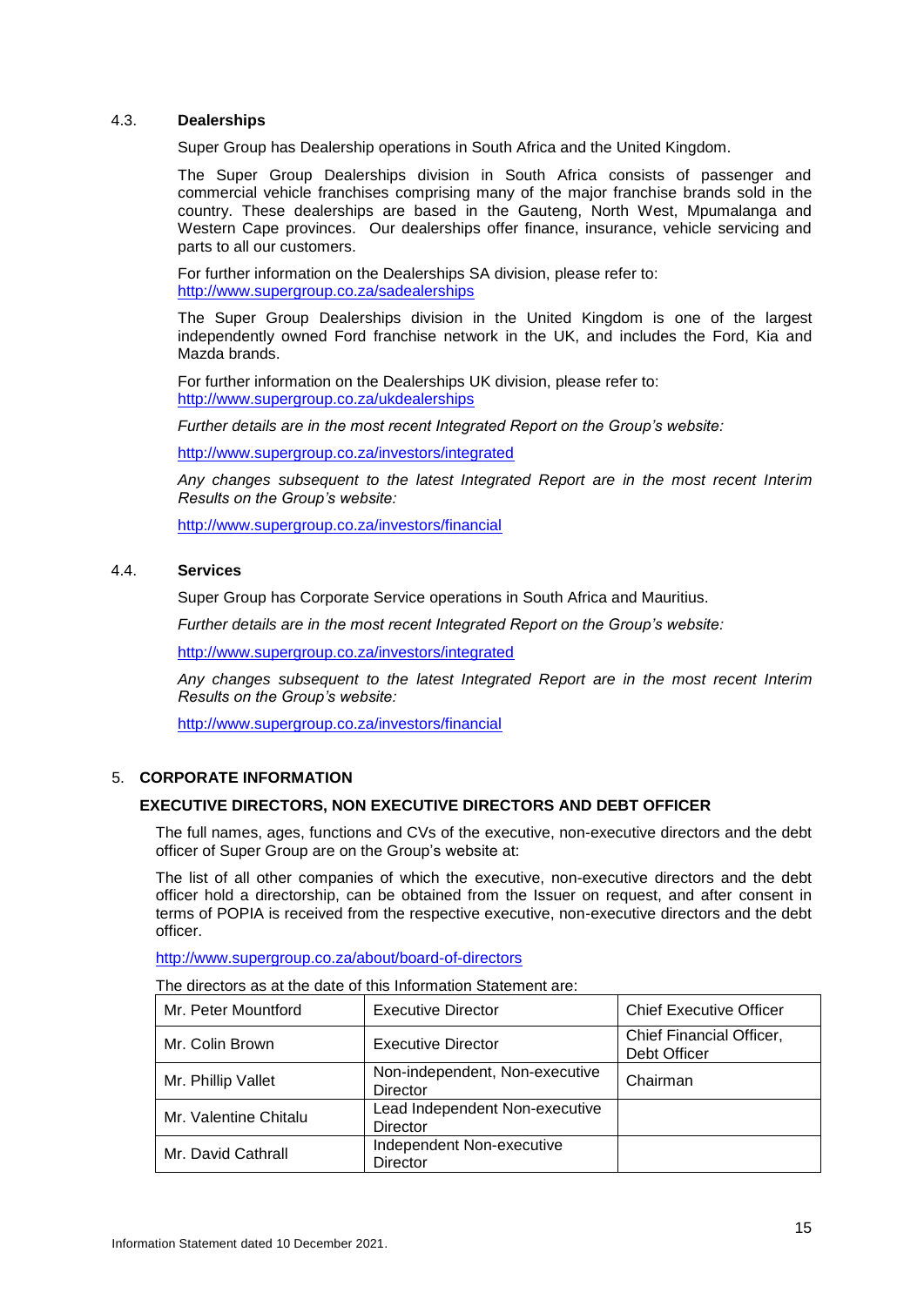### 4.3. Dealerships

Super Group has Dealership operations in South Africa and the United Kingdom.

The Super Group Dealerships division in South Africa consists of passenger and commercial vehicle franchises comprising many of the major franchise brands sold in the country. These dealerships are based in the Gauteng, North West, Mpumalanga and Western Cape provinces. Our dealerships offer finance, insurance, vehicle servicing and parts to all our customers.

For further information on the Dealerships SA division, please refer to:
http://www.supergroup.co.za/sadealerships

The Super Group Dealerships division in the United Kingdom is one of the largest independently owned Ford franchise network in the UK, and includes the Ford, Kia and Mazda brands.

For further information on the Dealerships UK division, please refer to:
http://www.supergroup.co.za/ukdealerships

*Further details are in the most recent Integrated Report on the Group's website:*

http://www.supergroup.co.za/investors/integrated

*Any changes subsequent to the latest Integrated Report are in the most recent Interim Results on the Group's website:*

http://www.supergroup.co.za/investors/financial

### 4.4. Services

Super Group has Corporate Service operations in South Africa and Mauritius.

*Further details are in the most recent Integrated Report on the Group's website:*

http://www.supergroup.co.za/investors/integrated

*Any changes subsequent to the latest Integrated Report are in the most recent Interim Results on the Group's website:*

http://www.supergroup.co.za/investors/financial

## 5. CORPORATE INFORMATION

### EXECUTIVE DIRECTORS, NON EXECUTIVE DIRECTORS AND DEBT OFFICER

The full names, ages, functions and CVs of the executive, non-executive directors and the debt officer of Super Group are on the Group's website at:

The list of all other companies of which the executive, non-executive directors and the debt officer hold a directorship, can be obtained from the Issuer on request, and after consent in terms of POPIA is received from the respective executive, non-executive directors and the debt officer.

http://www.supergroup.co.za/about/board-of-directors

The directors as at the date of this Information Statement are:

| | | |
|---|---|---|
| Mr. Peter Mountford | Executive Director | Chief Executive Officer |
| Mr. Colin Brown | Executive Director | Chief Financial Officer, Debt Officer |
| Mr. Phillip Vallet | Non-independent, Non-executive Director | Chairman |
| Mr. Valentine Chitalu | Lead Independent Non-executive Director | |
| Mr. David Cathrall | Independent Non-executive Director | |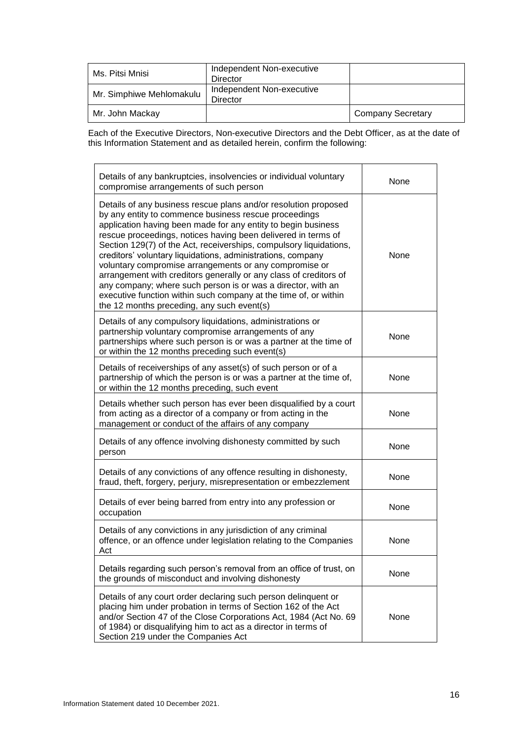| Ms. Pitsi Mnisi | Independent Non-executive Director | |
|---|---|---|
| Mr. Simphiwe Mehlomakulu | Independent Non-executive Director | |
| Mr. John Mackay | | Company Secretary |

Each of the Executive Directors, Non-executive Directors and the Debt Officer, as at the date of this Information Statement and as detailed herein, confirm the following:

| Details of any bankruptcies, insolvencies or individual voluntary compromise arrangements of such person | None |
|---|---|
| Details of any business rescue plans and/or resolution proposed by any entity to commence business rescue proceedings application having been made for any entity to begin business rescue proceedings, notices having been delivered in terms of Section 129(7) of the Act, receiverships, compulsory liquidations, creditors' voluntary liquidations, administrations, company voluntary compromise arrangements or any compromise or arrangement with creditors generally or any class of creditors of any company; where such person is or was a director, with an executive function within such company at the time of, or within the 12 months preceding, any such event(s) | None |
| Details of any compulsory liquidations, administrations or partnership voluntary compromise arrangements of any partnerships where such person is or was a partner at the time of or within the 12 months preceding such event(s) | None |
| Details of receiverships of any asset(s) of such person or of a partnership of which the person is or was a partner at the time of, or within the 12 months preceding, such event | None |
| Details whether such person has ever been disqualified by a court from acting as a director of a company or from acting in the management or conduct of the affairs of any company | None |
| Details of any offence involving dishonesty committed by such person | None |
| Details of any convictions of any offence resulting in dishonesty, fraud, theft, forgery, perjury, misrepresentation or embezzlement | None |
| Details of ever being barred from entry into any profession or occupation | None |
| Details of any convictions in any jurisdiction of any criminal offence, or an offence under legislation relating to the Companies Act | None |
| Details regarding such person's removal from an office of trust, on the grounds of misconduct and involving dishonesty | None |
| Details of any court order declaring such person delinquent or placing him under probation in terms of Section 162 of the Act and/or Section 47 of the Close Corporations Act, 1984 (Act No. 69 of 1984) or disqualifying him to act as a director in terms of Section 219 under the Companies Act | None |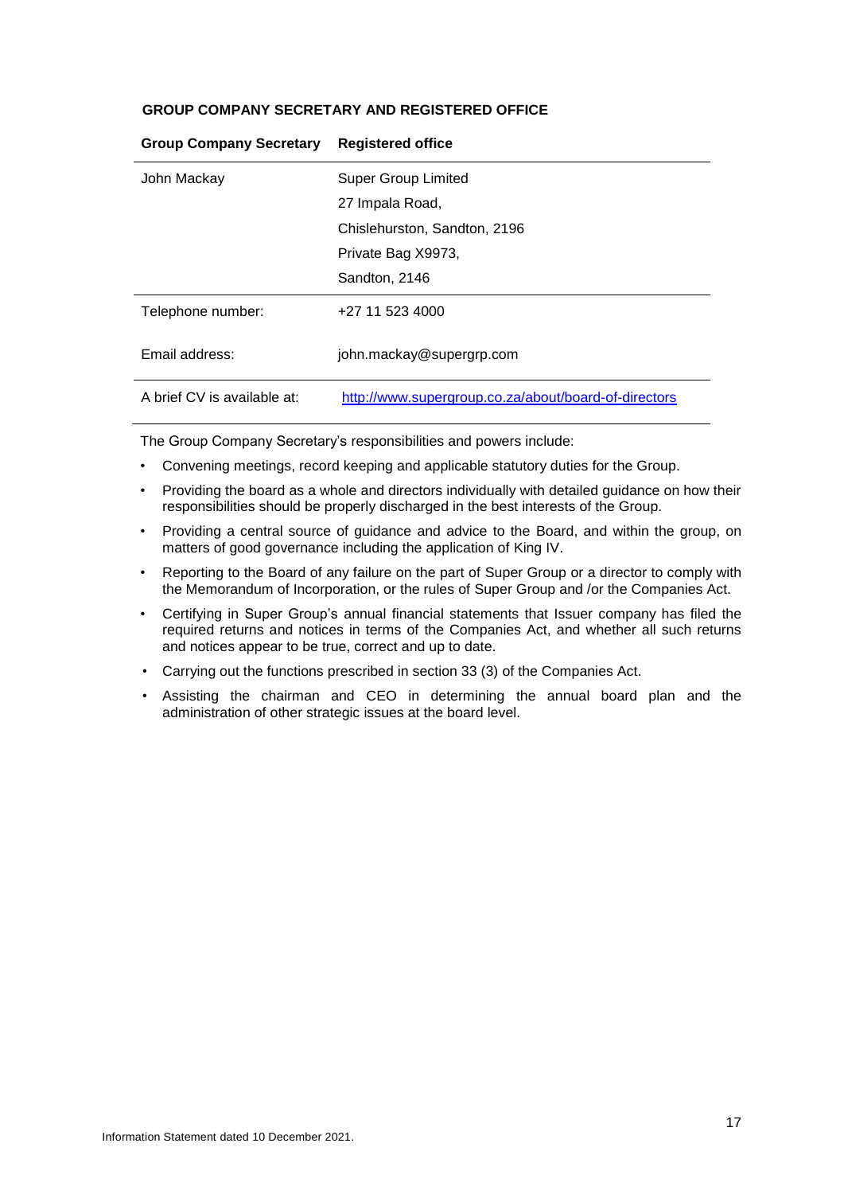## GROUP COMPANY SECRETARY AND REGISTERED OFFICE

| Group Company Secretary | Registered office |
| --- | --- |
| John Mackay | Super Group Limited<br>27 Impala Road,<br>Chislehurston, Sandton, 2196<br>Private Bag X9973,<br>Sandton, 2146 |
| Telephone number: | +27 11 523 4000 |
| Email address: | john.mackay@supergrp.com |
| A brief CV is available at: | http://www.supergroup.co.za/about/board-of-directors |

The Group Company Secretary's responsibilities and powers include:

- Convening meetings, record keeping and applicable statutory duties for the Group.
- Providing the board as a whole and directors individually with detailed guidance on how their responsibilities should be properly discharged in the best interests of the Group.
- Providing a central source of guidance and advice to the Board, and within the group, on matters of good governance including the application of King IV.
- Reporting to the Board of any failure on the part of Super Group or a director to comply with the Memorandum of Incorporation, or the rules of Super Group and /or the Companies Act.
- Certifying in Super Group's annual financial statements that Issuer company has filed the required returns and notices in terms of the Companies Act, and whether all such returns and notices appear to be true, correct and up to date.
- Carrying out the functions prescribed in section 33 (3) of the Companies Act.
- Assisting the chairman and CEO in determining the annual board plan and the administration of other strategic issues at the board level.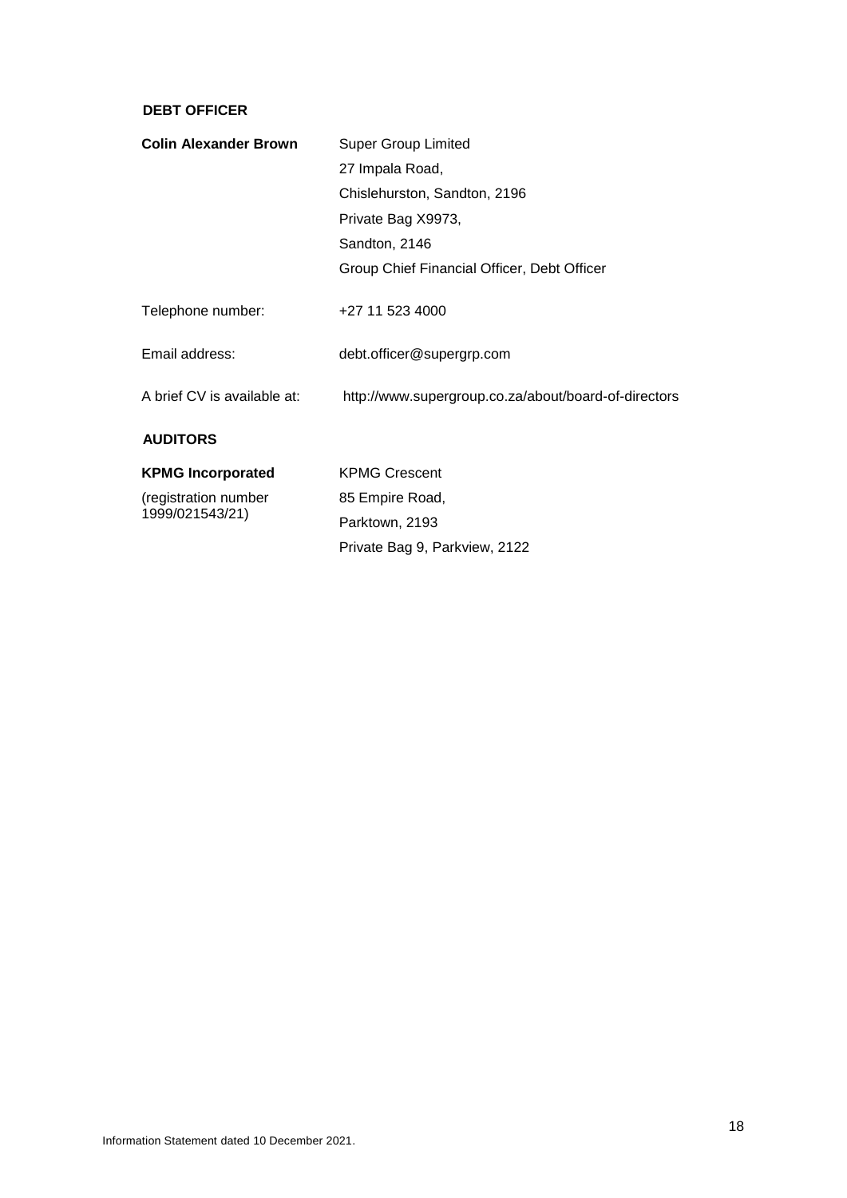## DEBT OFFICER

| | |
|---|---|
| **Colin Alexander Brown** | Super Group Limited<br>27 Impala Road,<br>Chislehurston, Sandton, 2196<br>Private Bag X9973,<br>Sandton, 2146<br>Group Chief Financial Officer, Debt Officer |
| Telephone number: | +27 11 523 4000 |
| Email address: | debt.officer@supergrp.com |
| A brief CV is available at: | http://www.supergroup.co.za/about/board-of-directors |

## AUDITORS

| | |
|---|---|
| **KPMG Incorporated**<br>(registration number 1999/021543/21) | KPMG Crescent<br>85 Empire Road,<br>Parktown, 2193<br>Private Bag 9, Parkview, 2122 |

Information Statement dated 10 December 2021.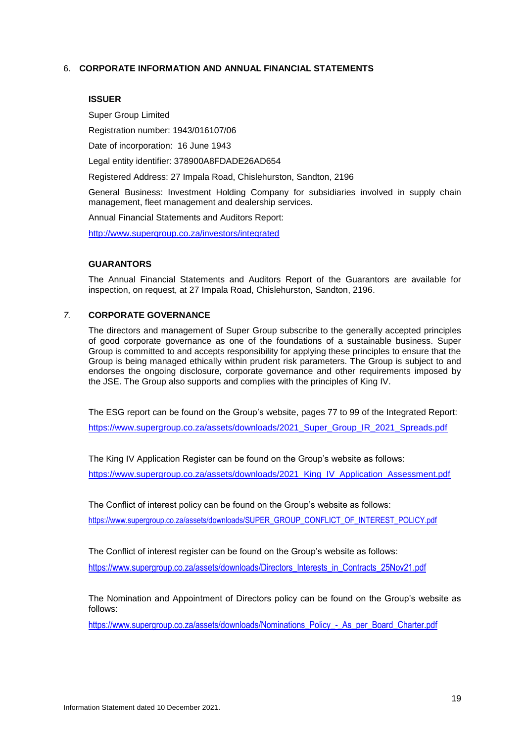## 6. CORPORATE INFORMATION AND ANNUAL FINANCIAL STATEMENTS

### ISSUER

Super Group Limited

Registration number: 1943/016107/06

Date of incorporation: 16 June 1943

Legal entity identifier: 378900A8FDADE26AD654

Registered Address: 27 Impala Road, Chislehurston, Sandton, 2196

General Business: Investment Holding Company for subsidiaries involved in supply chain management, fleet management and dealership services.

Annual Financial Statements and Auditors Report:

http://www.supergroup.co.za/investors/integrated

### GUARANTORS

The Annual Financial Statements and Auditors Report of the Guarantors are available for inspection, on request, at 27 Impala Road, Chislehurston, Sandton, 2196.

## 7. CORPORATE GOVERNANCE

The directors and management of Super Group subscribe to the generally accepted principles of good corporate governance as one of the foundations of a sustainable business. Super Group is committed to and accepts responsibility for applying these principles to ensure that the Group is being managed ethically within prudent risk parameters. The Group is subject to and endorses the ongoing disclosure, corporate governance and other requirements imposed by the JSE. The Group also supports and complies with the principles of King IV.

The ESG report can be found on the Group's website, pages 77 to 99 of the Integrated Report:

https://www.supergroup.co.za/assets/downloads/2021_Super_Group_IR_2021_Spreads.pdf

The King IV Application Register can be found on the Group's website as follows:

https://www.supergroup.co.za/assets/downloads/2021_King_IV_Application_Assessment.pdf

The Conflict of interest policy can be found on the Group's website as follows:

https://www.supergroup.co.za/assets/downloads/SUPER_GROUP_CONFLICT_OF_INTEREST_POLICY.pdf

The Conflict of interest register can be found on the Group's website as follows:

https://www.supergroup.co.za/assets/downloads/Directors_Interests_in_Contracts_25Nov21.pdf

The Nomination and Appointment of Directors policy can be found on the Group's website as follows:

https://www.supergroup.co.za/assets/downloads/Nominations_Policy_-_As_per_Board_Charter.pdf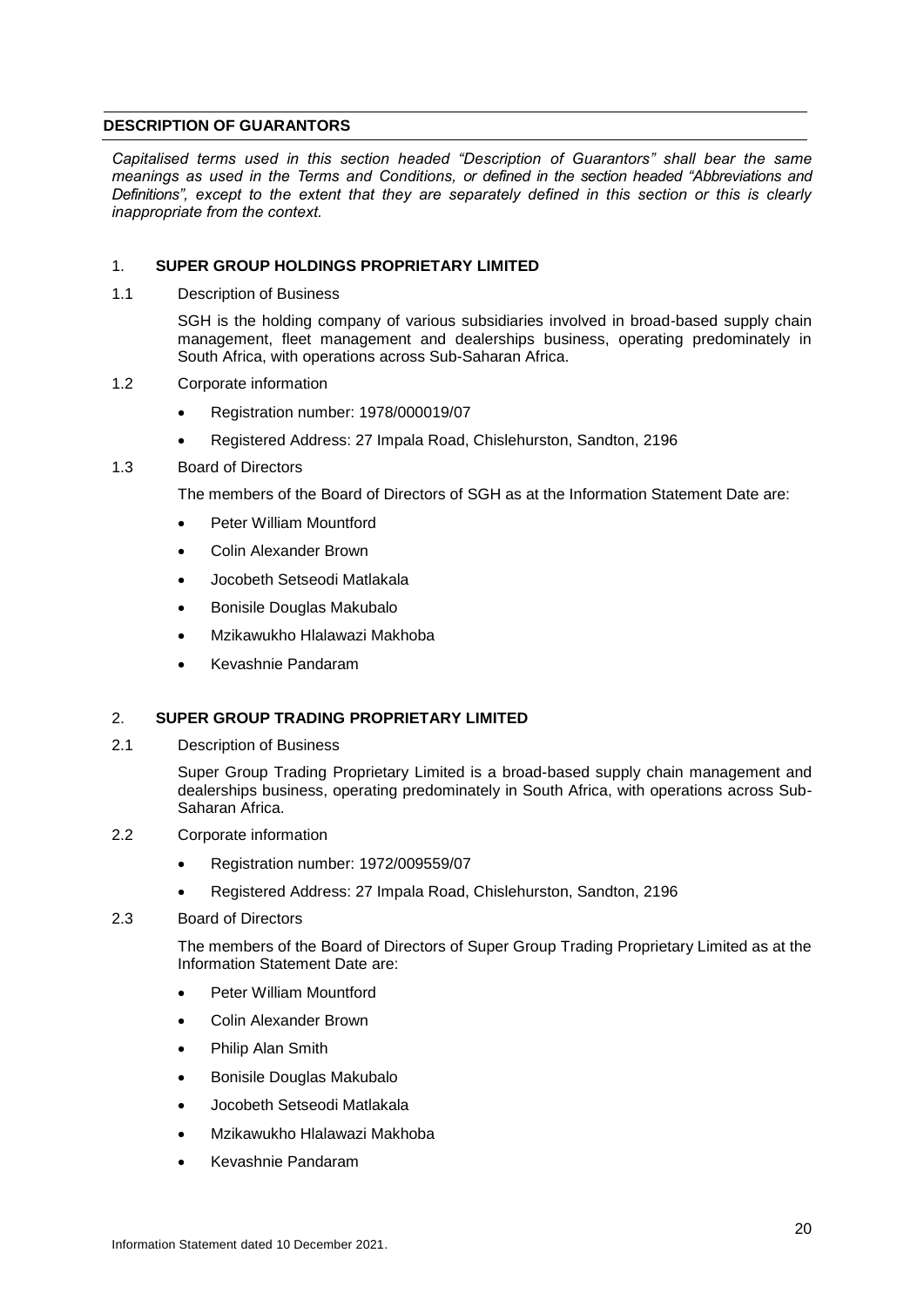## DESCRIPTION OF GUARANTORS

*Capitalised terms used in this section headed "Description of Guarantors" shall bear the same meanings as used in the Terms and Conditions, or defined in the section headed "Abbreviations and Definitions", except to the extent that they are separately defined in this section or this is clearly inappropriate from the context.*

### 1. SUPER GROUP HOLDINGS PROPRIETARY LIMITED

1.1 Description of Business

SGH is the holding company of various subsidiaries involved in broad-based supply chain management, fleet management and dealerships business, operating predominately in South Africa, with operations across Sub-Saharan Africa.

1.2 Corporate information

- Registration number: 1978/000019/07
- Registered Address: 27 Impala Road, Chislehurston, Sandton, 2196

1.3 Board of Directors

The members of the Board of Directors of SGH as at the Information Statement Date are:

- Peter William Mountford
- Colin Alexander Brown
- Jocobeth Setseodi Matlakala
- Bonisile Douglas Makubalo
- Mzikawukho Hlalawazi Makhoba
- Kevashnie Pandaram

### 2. SUPER GROUP TRADING PROPRIETARY LIMITED

2.1 Description of Business

Super Group Trading Proprietary Limited is a broad-based supply chain management and dealerships business, operating predominately in South Africa, with operations across Sub-Saharan Africa.

2.2 Corporate information

- Registration number: 1972/009559/07
- Registered Address: 27 Impala Road, Chislehurston, Sandton, 2196

2.3 Board of Directors

The members of the Board of Directors of Super Group Trading Proprietary Limited as at the Information Statement Date are:

- Peter William Mountford
- Colin Alexander Brown
- Philip Alan Smith
- Bonisile Douglas Makubalo
- Jocobeth Setseodi Matlakala
- Mzikawukho Hlalawazi Makhoba
- Kevashnie Pandaram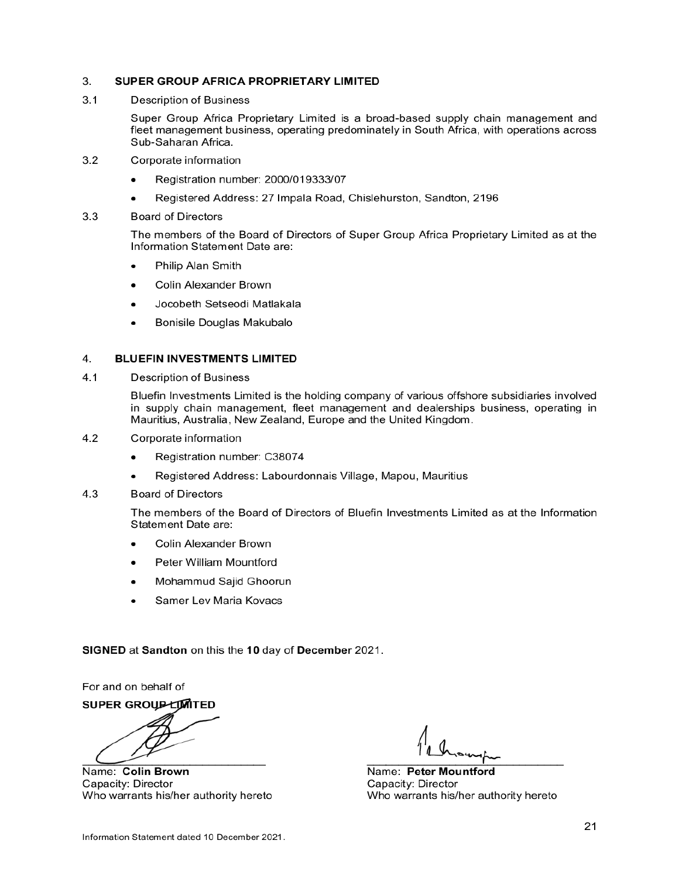## 3. SUPER GROUP AFRICA PROPRIETARY LIMITED

3.1 Description of Business

Super Group Africa Proprietary Limited is a broad-based supply chain management and fleet management business, operating predominately in South Africa, with operations across Sub-Saharan Africa.

3.2 Corporate information

- Registration number: 2000/019333/07
- Registered Address: 27 Impala Road, Chislehurston, Sandton, 2196

3.3 Board of Directors

The members of the Board of Directors of Super Group Africa Proprietary Limited as at the Information Statement Date are:

- Philip Alan Smith
- Colin Alexander Brown
- Jocobeth Setseodi Matlakala
- Bonisile Douglas Makubalo

## 4. BLUEFIN INVESTMENTS LIMITED

4.1 Description of Business

Bluefin Investments Limited is the holding company of various offshore subsidiaries involved in supply chain management, fleet management and dealerships business, operating in Mauritius, Australia, New Zealand, Europe and the United Kingdom.

4.2 Corporate information

- Registration number: C38074
- Registered Address: Labourdonnais Village, Mapou, Mauritius

4.3 Board of Directors

The members of the Board of Directors of Bluefin Investments Limited as at the Information Statement Date are:

- Colin Alexander Brown
- Peter William Mountford
- Mohammud Sajid Ghoorun
- Samer Lev Maria Kovacs

**SIGNED** at **Sandton** on this the **10** day of **December** 2021.

For and on behalf of

**SUPER GROUP LIMITED**

Name: **Colin Brown**
Capacity: Director
Who warrants his/her authority hereto

Name: **Peter Mountford**
Capacity: Director
Who warrants his/her authority hereto

Information Statement dated 10 December 2021.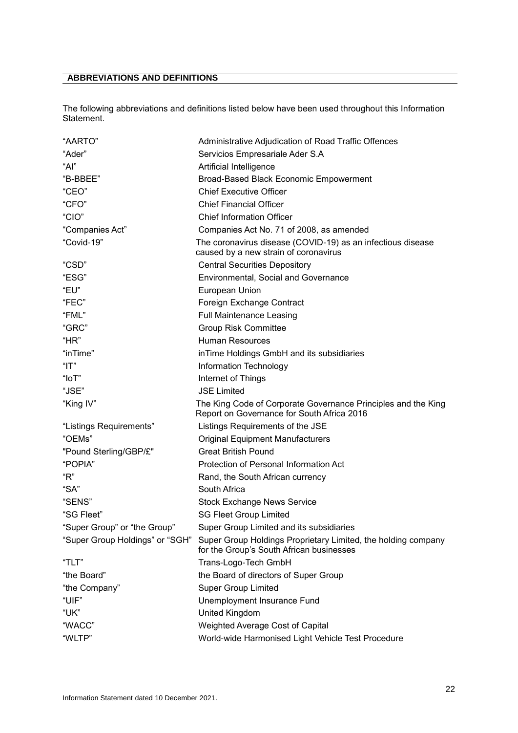## ABBREVIATIONS AND DEFINITIONS

The following abbreviations and definitions listed below have been used throughout this Information Statement.

| | |
|---|---|
| "AARTO" | Administrative Adjudication of Road Traffic Offences |
| "Ader" | Servicios Empresariale Ader S.A |
| "AI" | Artificial Intelligence |
| "B-BBEE" | Broad-Based Black Economic Empowerment |
| "CEO" | Chief Executive Officer |
| "CFO" | Chief Financial Officer |
| "CIO" | Chief Information Officer |
| "Companies Act" | Companies Act No. 71 of 2008, as amended |
| "Covid-19" | The coronavirus disease (COVID-19) as an infectious disease caused by a new strain of coronavirus |
| "CSD" | Central Securities Depository |
| "ESG" | Environmental, Social and Governance |
| "EU" | European Union |
| "FEC" | Foreign Exchange Contract |
| "FML" | Full Maintenance Leasing |
| "GRC" | Group Risk Committee |
| "HR" | Human Resources |
| "inTime" | inTime Holdings GmbH and its subsidiaries |
| "IT" | Information Technology |
| "IoT" | Internet of Things |
| "JSE" | JSE Limited |
| "King IV" | The King Code of Corporate Governance Principles and the King Report on Governance for South Africa 2016 |
| "Listings Requirements" | Listings Requirements of the JSE |
| "OEMs" | Original Equipment Manufacturers |
| "Pound Sterling/GBP/£" | Great British Pound |
| "POPIA" | Protection of Personal Information Act |
| "R" | Rand, the South African currency |
| "SA" | South Africa |
| "SENS" | Stock Exchange News Service |
| "SG Fleet" | SG Fleet Group Limited |
| "Super Group" or "the Group" | Super Group Limited and its subsidiaries |
| "Super Group Holdings" or "SGH" | Super Group Holdings Proprietary Limited, the holding company for the Group's South African businesses |
| "TLT" | Trans-Logo-Tech GmbH |
| "the Board" | the Board of directors of Super Group |
| "the Company" | Super Group Limited |
| "UIF" | Unemployment Insurance Fund |
| "UK" | United Kingdom |
| "WACC" | Weighted Average Cost of Capital |
| "WLTP" | World-wide Harmonised Light Vehicle Test Procedure |

Information Statement dated 10 December 2021.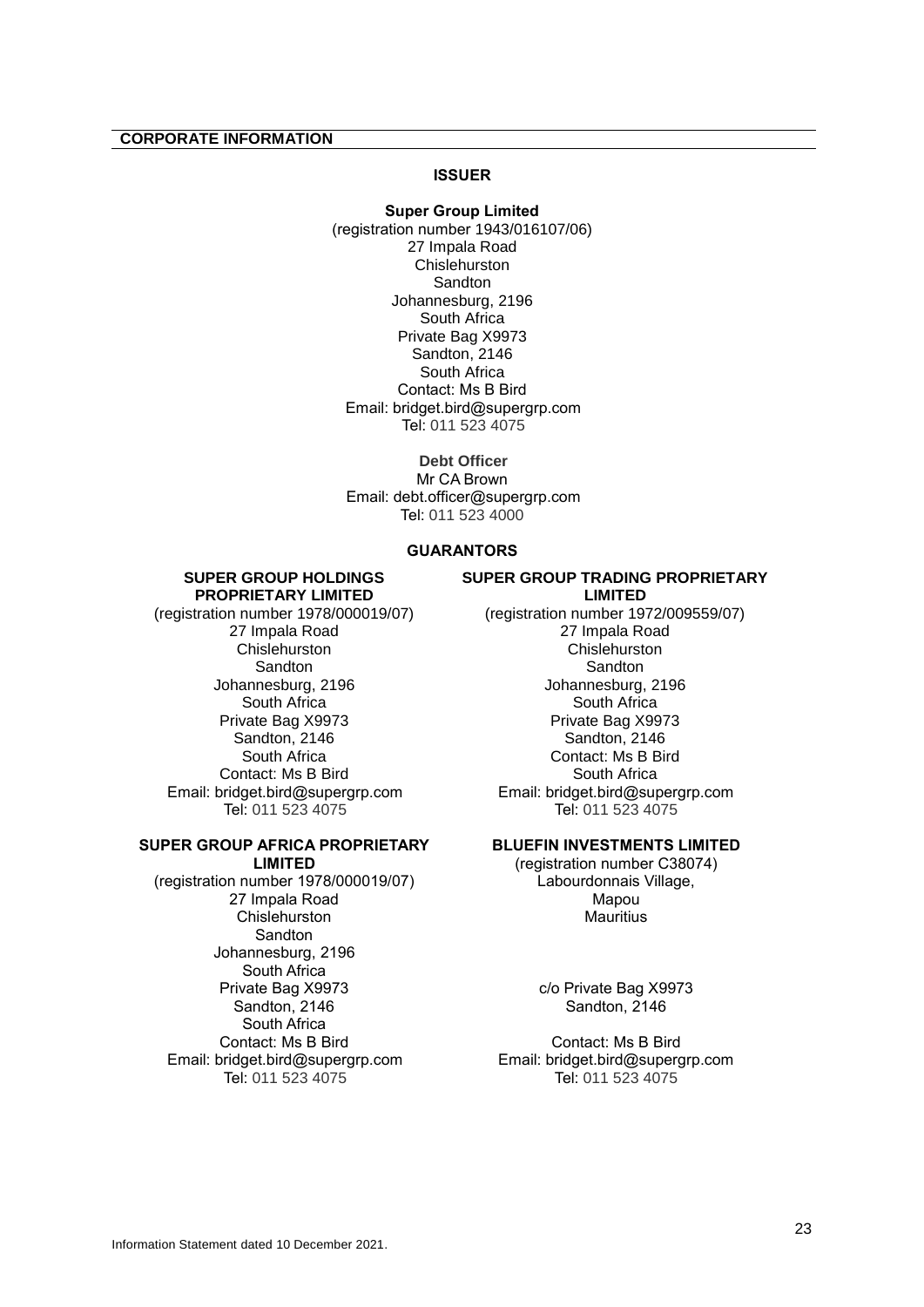## CORPORATE INFORMATION

### ISSUER

**Super Group Limited**
(registration number 1943/016107/06)
27 Impala Road
Chislehurston
Sandton
Johannesburg, 2196
South Africa
Private Bag X9973
Sandton, 2146
South Africa
Contact: Ms B Bird
Email: bridget.bird@supergrp.com
Tel: 011 523 4075

**Debt Officer**
Mr CA Brown
Email: debt.officer@supergrp.com
Tel: 011 523 4000

### GUARANTORS

**SUPER GROUP HOLDINGS PROPRIETARY LIMITED**
(registration number 1978/000019/07)
27 Impala Road
Chislehurston
Sandton
Johannesburg, 2196
South Africa
Private Bag X9973
Sandton, 2146
South Africa
Contact: Ms B Bird
Email: bridget.bird@supergrp.com
Tel: 011 523 4075

**SUPER GROUP TRADING PROPRIETARY LIMITED**
(registration number 1972/009559/07)
27 Impala Road
Chislehurston
Sandton
Johannesburg, 2196
South Africa
Private Bag X9973
Sandton, 2146
Contact: Ms B Bird
South Africa
Email: bridget.bird@supergrp.com
Tel: 011 523 4075

**SUPER GROUP AFRICA PROPRIETARY LIMITED**
(registration number 1978/000019/07)
27 Impala Road
Chislehurston
Sandton
Johannesburg, 2196
South Africa
Private Bag X9973
Sandton, 2146
South Africa
Contact: Ms B Bird
Email: bridget.bird@supergrp.com
Tel: 011 523 4075

**BLUEFIN INVESTMENTS LIMITED**
(registration number C38074)
Labourdonnais Village,
Mapou
Mauritius

c/o Private Bag X9973
Sandton, 2146

Contact: Ms B Bird
Email: bridget.bird@supergrp.com
Tel: 011 523 4075

Information Statement dated 10 December 2021.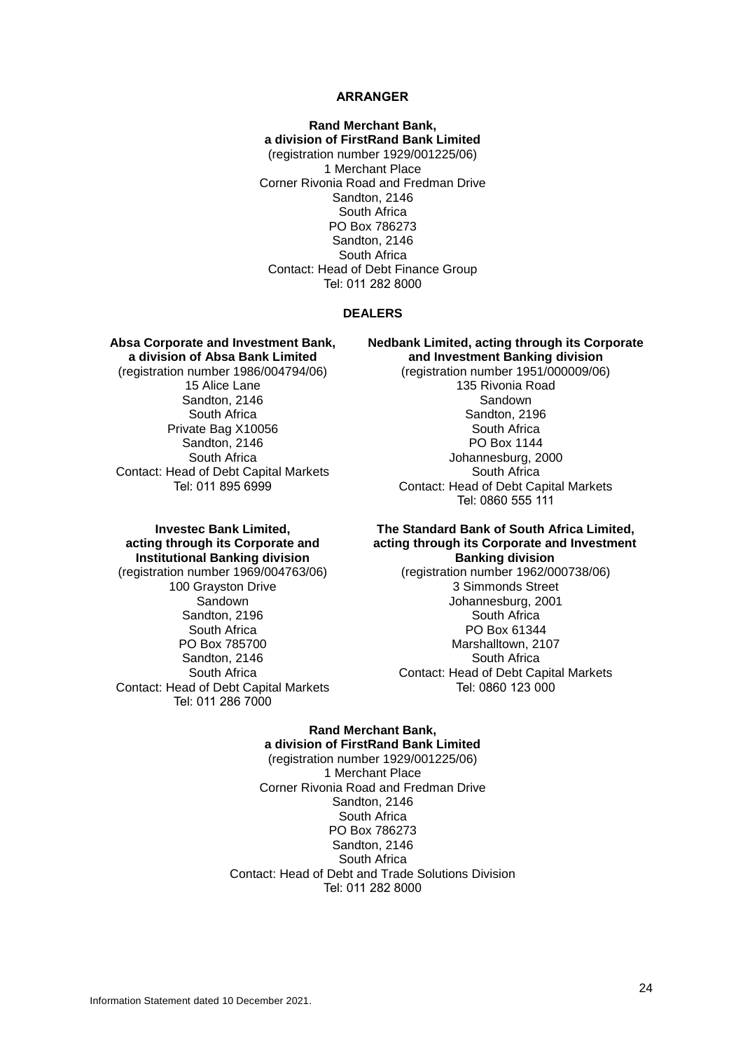## ARRANGER

**Rand Merchant Bank,**
**a division of FirstRand Bank Limited**
(registration number 1929/001225/06)
1 Merchant Place
Corner Rivonia Road and Fredman Drive
Sandton, 2146
South Africa
PO Box 786273
Sandton, 2146
South Africa
Contact: Head of Debt Finance Group
Tel: 011 282 8000

## DEALERS

**Absa Corporate and Investment Bank,**
**a division of Absa Bank Limited**
(registration number 1986/004794/06)
15 Alice Lane
Sandton, 2146
South Africa
Private Bag X10056
Sandton, 2146
South Africa
Contact: Head of Debt Capital Markets
Tel: 011 895 6999

**Nedbank Limited, acting through its Corporate and Investment Banking division**
(registration number 1951/000009/06)
135 Rivonia Road
Sandown
Sandton, 2196
South Africa
PO Box 1144
Johannesburg, 2000
South Africa
Contact: Head of Debt Capital Markets
Tel: 0860 555 111

**Investec Bank Limited,**
**acting through its Corporate and Institutional Banking division**
(registration number 1969/004763/06)
100 Grayston Drive
Sandown
Sandton, 2196
South Africa
PO Box 785700
Sandton, 2146
South Africa
Contact: Head of Debt Capital Markets
Tel: 011 286 7000

**The Standard Bank of South Africa Limited,**
**acting through its Corporate and Investment Banking division**
(registration number 1962/000738/06)
3 Simmonds Street
Johannesburg, 2001
South Africa
PO Box 61344
Marshalltown, 2107
South Africa
Contact: Head of Debt Capital Markets
Tel: 0860 123 000

**Rand Merchant Bank,**
**a division of FirstRand Bank Limited**
(registration number 1929/001225/06)
1 Merchant Place
Corner Rivonia Road and Fredman Drive
Sandton, 2146
South Africa
PO Box 786273
Sandton, 2146
South Africa
Contact: Head of Debt and Trade Solutions Division
Tel: 011 282 8000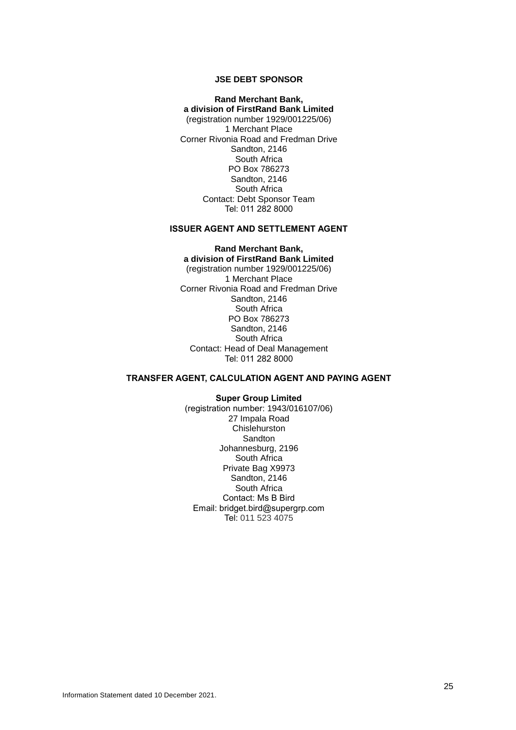## JSE DEBT SPONSOR

**Rand Merchant Bank,**
**a division of FirstRand Bank Limited**
(registration number 1929/001225/06)
1 Merchant Place
Corner Rivonia Road and Fredman Drive
Sandton, 2146
South Africa
PO Box 786273
Sandton, 2146
South Africa
Contact: Debt Sponsor Team
Tel: 011 282 8000

## ISSUER AGENT AND SETTLEMENT AGENT

**Rand Merchant Bank,**
**a division of FirstRand Bank Limited**
(registration number 1929/001225/06)
1 Merchant Place
Corner Rivonia Road and Fredman Drive
Sandton, 2146
South Africa
PO Box 786273
Sandton, 2146
South Africa
Contact: Head of Deal Management
Tel: 011 282 8000

## TRANSFER AGENT, CALCULATION AGENT AND PAYING AGENT

**Super Group Limited**
(registration number: 1943/016107/06)
27 Impala Road
Chislehurston
Sandton
Johannesburg, 2196
South Africa
Private Bag X9973
Sandton, 2146
South Africa
Contact: Ms B Bird
Email: bridget.bird@supergrp.com
Tel: 011 523 4075

Information Statement dated 10 December 2021.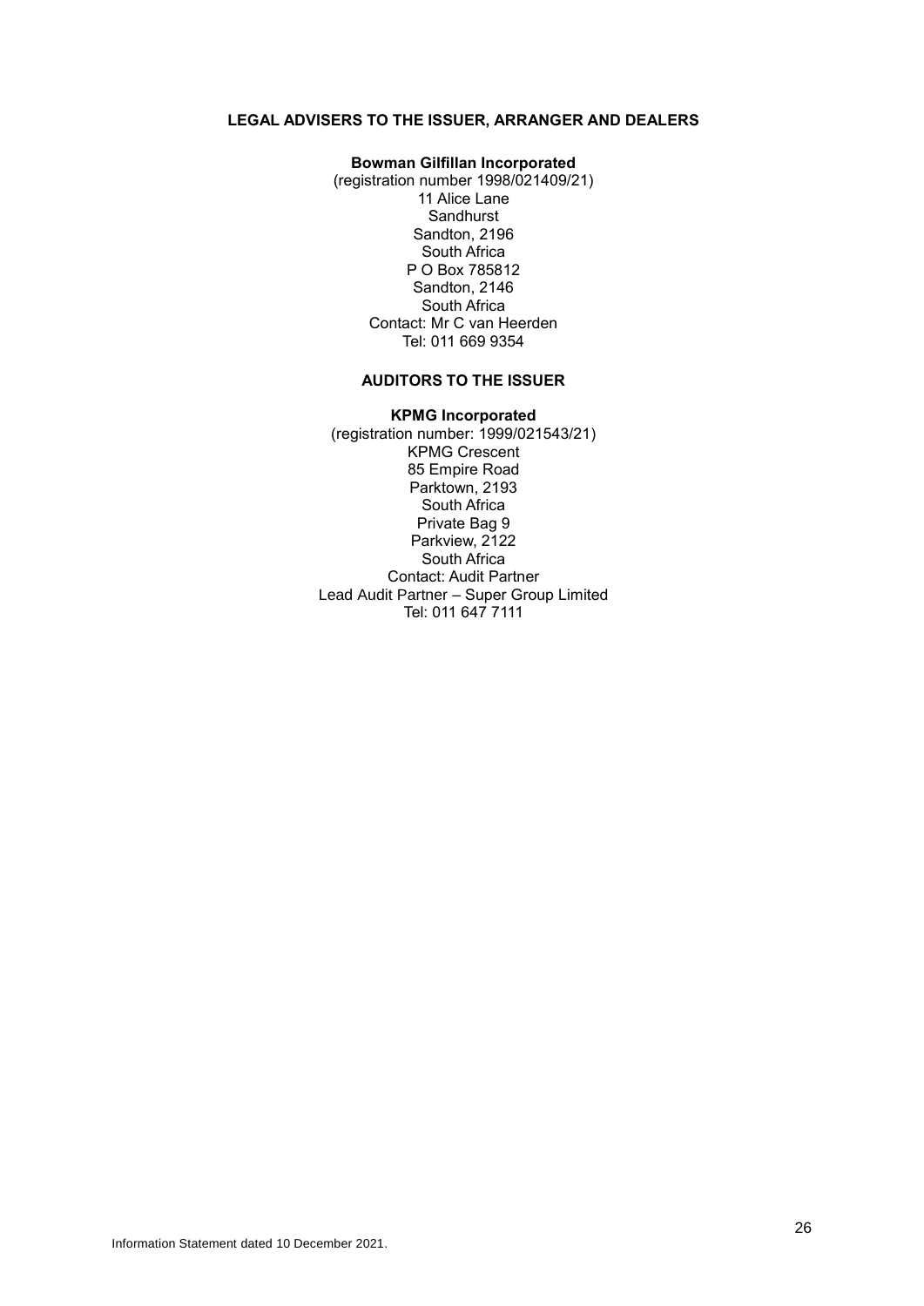**LEGAL ADVISERS TO THE ISSUER, ARRANGER AND DEALERS**

**Bowman Gilfillan Incorporated**
(registration number 1998/021409/21)
11 Alice Lane
Sandhurst
Sandton, 2196
South Africa
P O Box 785812
Sandton, 2146
South Africa
Contact: Mr C van Heerden
Tel: 011 669 9354

**AUDITORS TO THE ISSUER**

**KPMG Incorporated**
(registration number: 1999/021543/21)
KPMG Crescent
85 Empire Road
Parktown, 2193
South Africa
Private Bag 9
Parkview, 2122
South Africa
Contact: Audit Partner
Lead Audit Partner – Super Group Limited
Tel: 011 647 7111

Information Statement dated 10 December 2021.